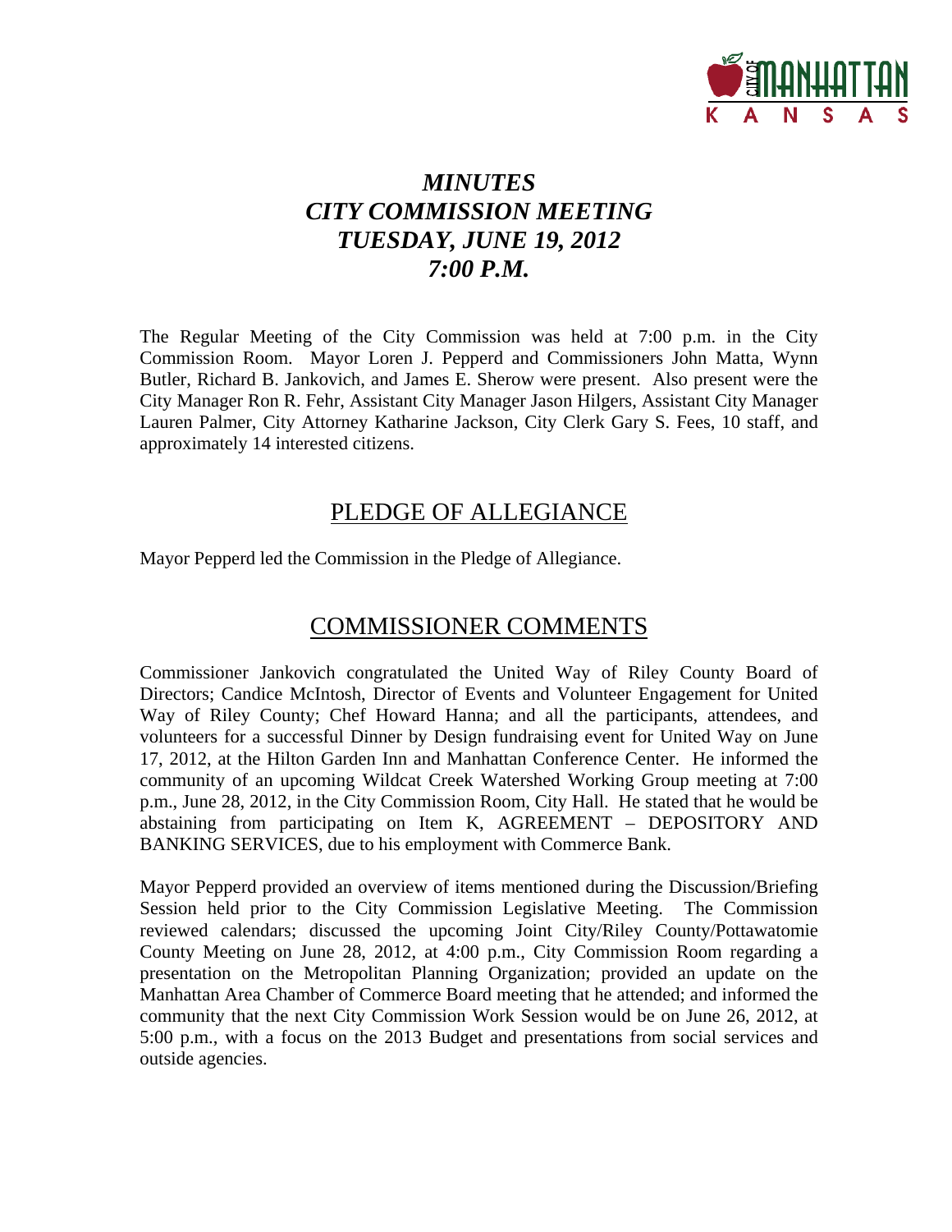# *MINUTES*
# *CITY COMMISSION MEETING*
# *TUESDAY, JUNE 19, 2012*
# *7:00 P.M.*

The Regular Meeting of the City Commission was held at 7:00 p.m. in the City Commission Room. Mayor Loren J. Pepperd and Commissioners John Matta, Wynn Butler, Richard B. Jankovich, and James E. Sherow were present. Also present were the City Manager Ron R. Fehr, Assistant City Manager Jason Hilgers, Assistant City Manager Lauren Palmer, City Attorney Katharine Jackson, City Clerk Gary S. Fees, 10 staff, and approximately 14 interested citizens.

## PLEDGE OF ALLEGIANCE

Mayor Pepperd led the Commission in the Pledge of Allegiance.

## COMMISSIONER COMMENTS

Commissioner Jankovich congratulated the United Way of Riley County Board of Directors; Candice McIntosh, Director of Events and Volunteer Engagement for United Way of Riley County; Chef Howard Hanna; and all the participants, attendees, and volunteers for a successful Dinner by Design fundraising event for United Way on June 17, 2012, at the Hilton Garden Inn and Manhattan Conference Center. He informed the community of an upcoming Wildcat Creek Watershed Working Group meeting at 7:00 p.m., June 28, 2012, in the City Commission Room, City Hall. He stated that he would be abstaining from participating on Item K, AGREEMENT – DEPOSITORY AND BANKING SERVICES, due to his employment with Commerce Bank.

Mayor Pepperd provided an overview of items mentioned during the Discussion/Briefing Session held prior to the City Commission Legislative Meeting. The Commission reviewed calendars; discussed the upcoming Joint City/Riley County/Pottawatomie County Meeting on June 28, 2012, at 4:00 p.m., City Commission Room regarding a presentation on the Metropolitan Planning Organization; provided an update on the Manhattan Area Chamber of Commerce Board meeting that he attended; and informed the community that the next City Commission Work Session would be on June 26, 2012, at 5:00 p.m., with a focus on the 2013 Budget and presentations from social services and outside agencies.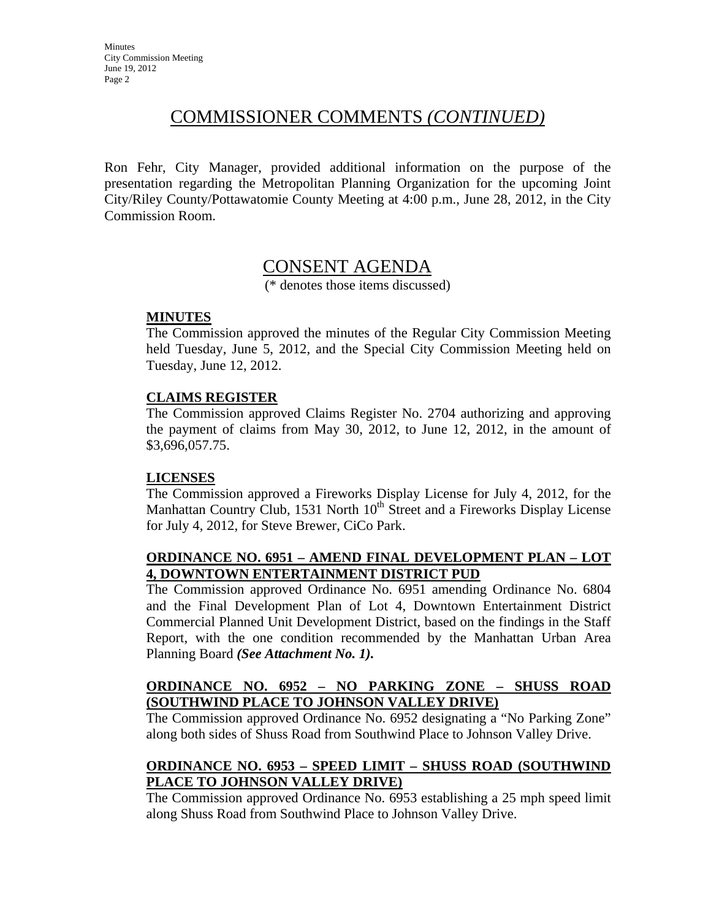# COMMISSIONER COMMENTS *(CONTINUED)*

Ron Fehr, City Manager, provided additional information on the purpose of the presentation regarding the Metropolitan Planning Organization for the upcoming Joint City/Riley County/Pottawatomie County Meeting at 4:00 p.m., June 28, 2012, in the City Commission Room.

# CONSENT AGENDA

(* denotes those items discussed)

**MINUTES**

The Commission approved the minutes of the Regular City Commission Meeting held Tuesday, June 5, 2012, and the Special City Commission Meeting held on Tuesday, June 12, 2012.

**CLAIMS REGISTER**

The Commission approved Claims Register No. 2704 authorizing and approving the payment of claims from May 30, 2012, to June 12, 2012, in the amount of $3,696,057.75.

**LICENSES**

The Commission approved a Fireworks Display License for July 4, 2012, for the Manhattan Country Club, 1531 North 10th Street and a Fireworks Display License for July 4, 2012, for Steve Brewer, CiCo Park.

**ORDINANCE NO. 6951 – AMEND FINAL DEVELOPMENT PLAN – LOT 4, DOWNTOWN ENTERTAINMENT DISTRICT PUD**

The Commission approved Ordinance No. 6951 amending Ordinance No. 6804 and the Final Development Plan of Lot 4, Downtown Entertainment District Commercial Planned Unit Development District, based on the findings in the Staff Report, with the one condition recommended by the Manhattan Urban Area Planning Board ***(See Attachment No. 1).***

**ORDINANCE NO. 6952 – NO PARKING ZONE – SHUSS ROAD (SOUTHWIND PLACE TO JOHNSON VALLEY DRIVE)**

The Commission approved Ordinance No. 6952 designating a "No Parking Zone" along both sides of Shuss Road from Southwind Place to Johnson Valley Drive.

**ORDINANCE NO. 6953 – SPEED LIMIT – SHUSS ROAD (SOUTHWIND PLACE TO JOHNSON VALLEY DRIVE)**

The Commission approved Ordinance No. 6953 establishing a 25 mph speed limit along Shuss Road from Southwind Place to Johnson Valley Drive.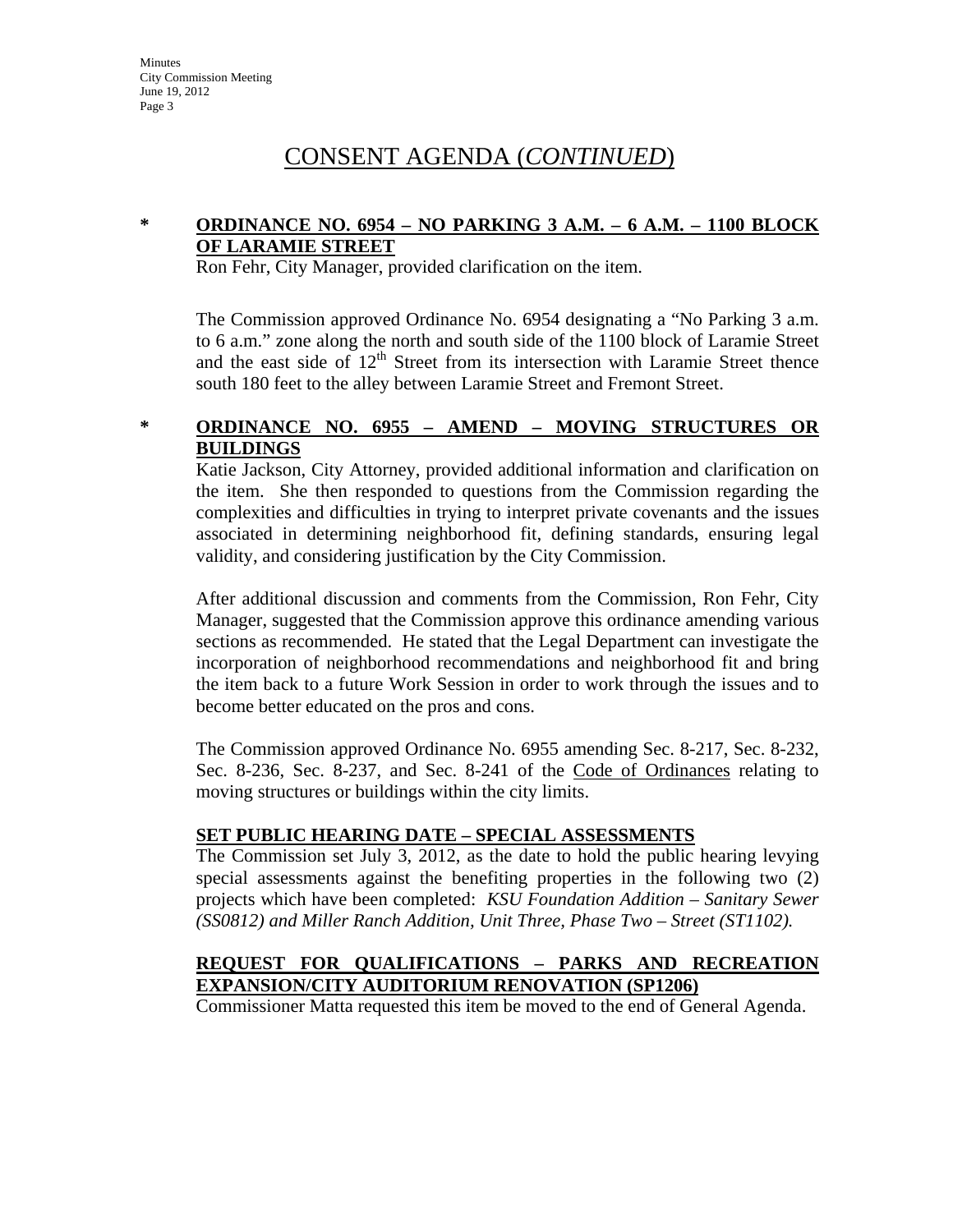# CONSENT AGENDA (*CONTINUED*)

**\* ORDINANCE NO. 6954 – NO PARKING 3 A.M. – 6 A.M. – 1100 BLOCK OF LARAMIE STREET**

Ron Fehr, City Manager, provided clarification on the item.

The Commission approved Ordinance No. 6954 designating a "No Parking 3 a.m. to 6 a.m." zone along the north and south side of the 1100 block of Laramie Street and the east side of 12th Street from its intersection with Laramie Street thence south 180 feet to the alley between Laramie Street and Fremont Street.

**\* ORDINANCE NO. 6955 – AMEND – MOVING STRUCTURES OR BUILDINGS**

Katie Jackson, City Attorney, provided additional information and clarification on the item. She then responded to questions from the Commission regarding the complexities and difficulties in trying to interpret private covenants and the issues associated in determining neighborhood fit, defining standards, ensuring legal validity, and considering justification by the City Commission.

After additional discussion and comments from the Commission, Ron Fehr, City Manager, suggested that the Commission approve this ordinance amending various sections as recommended. He stated that the Legal Department can investigate the incorporation of neighborhood recommendations and neighborhood fit and bring the item back to a future Work Session in order to work through the issues and to become better educated on the pros and cons.

The Commission approved Ordinance No. 6955 amending Sec. 8-217, Sec. 8-232, Sec. 8-236, Sec. 8-237, and Sec. 8-241 of the Code of Ordinances relating to moving structures or buildings within the city limits.

**SET PUBLIC HEARING DATE – SPECIAL ASSESSMENTS**

The Commission set July 3, 2012, as the date to hold the public hearing levying special assessments against the benefiting properties in the following two (2) projects which have been completed: *KSU Foundation Addition – Sanitary Sewer (SS0812) and Miller Ranch Addition, Unit Three, Phase Two – Street (ST1102).*

**REQUEST FOR QUALIFICATIONS – PARKS AND RECREATION EXPANSION/CITY AUDITORIUM RENOVATION (SP1206)**

Commissioner Matta requested this item be moved to the end of General Agenda.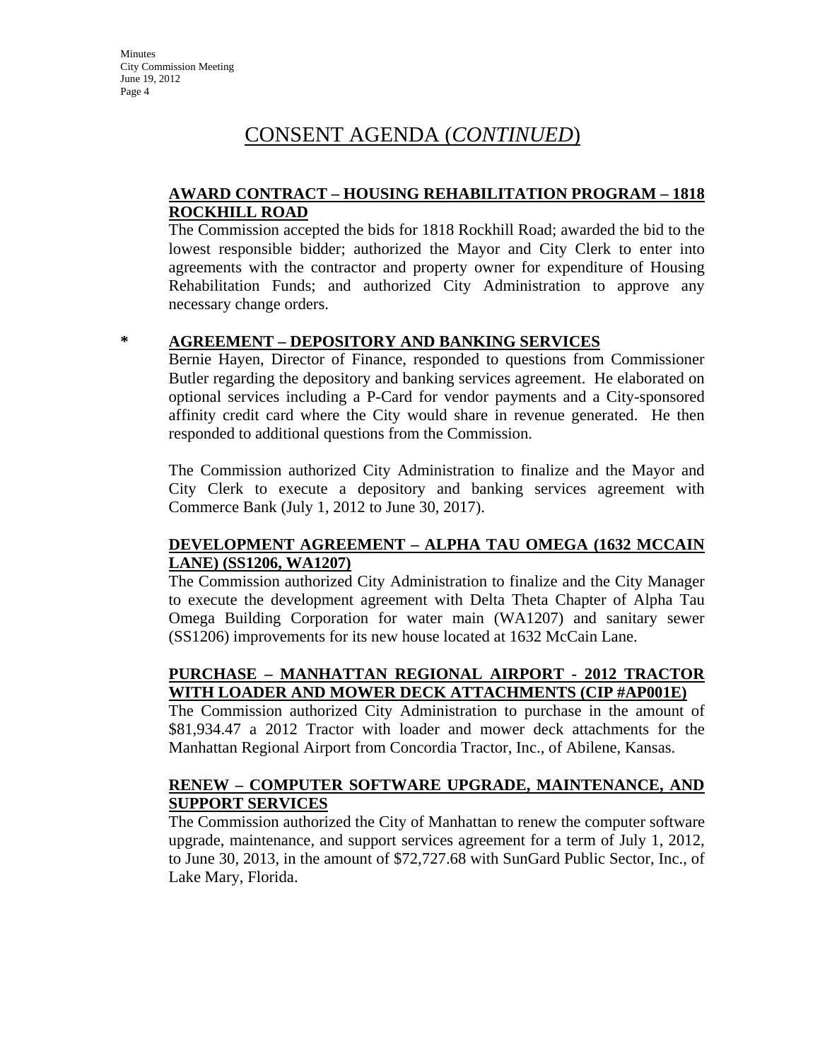## CONSENT AGENDA (*CONTINUED*)

**AWARD CONTRACT – HOUSING REHABILITATION PROGRAM – 1818 ROCKHILL ROAD**

The Commission accepted the bids for 1818 Rockhill Road; awarded the bid to the lowest responsible bidder; authorized the Mayor and City Clerk to enter into agreements with the contractor and property owner for expenditure of Housing Rehabilitation Funds; and authorized City Administration to approve any necessary change orders.

\* **AGREEMENT – DEPOSITORY AND BANKING SERVICES**

Bernie Hayen, Director of Finance, responded to questions from Commissioner Butler regarding the depository and banking services agreement. He elaborated on optional services including a P-Card for vendor payments and a City-sponsored affinity credit card where the City would share in revenue generated. He then responded to additional questions from the Commission.

The Commission authorized City Administration to finalize and the Mayor and City Clerk to execute a depository and banking services agreement with Commerce Bank (July 1, 2012 to June 30, 2017).

**DEVELOPMENT AGREEMENT – ALPHA TAU OMEGA (1632 MCCAIN LANE) (SS1206, WA1207)**

The Commission authorized City Administration to finalize and the City Manager to execute the development agreement with Delta Theta Chapter of Alpha Tau Omega Building Corporation for water main (WA1207) and sanitary sewer (SS1206) improvements for its new house located at 1632 McCain Lane.

**PURCHASE – MANHATTAN REGIONAL AIRPORT - 2012 TRACTOR WITH LOADER AND MOWER DECK ATTACHMENTS (CIP #AP001E)**

The Commission authorized City Administration to purchase in the amount of $81,934.47 a 2012 Tractor with loader and mower deck attachments for the Manhattan Regional Airport from Concordia Tractor, Inc., of Abilene, Kansas.

**RENEW – COMPUTER SOFTWARE UPGRADE, MAINTENANCE, AND SUPPORT SERVICES**

The Commission authorized the City of Manhattan to renew the computer software upgrade, maintenance, and support services agreement for a term of July 1, 2012, to June 30, 2013, in the amount of $72,727.68 with SunGard Public Sector, Inc., of Lake Mary, Florida.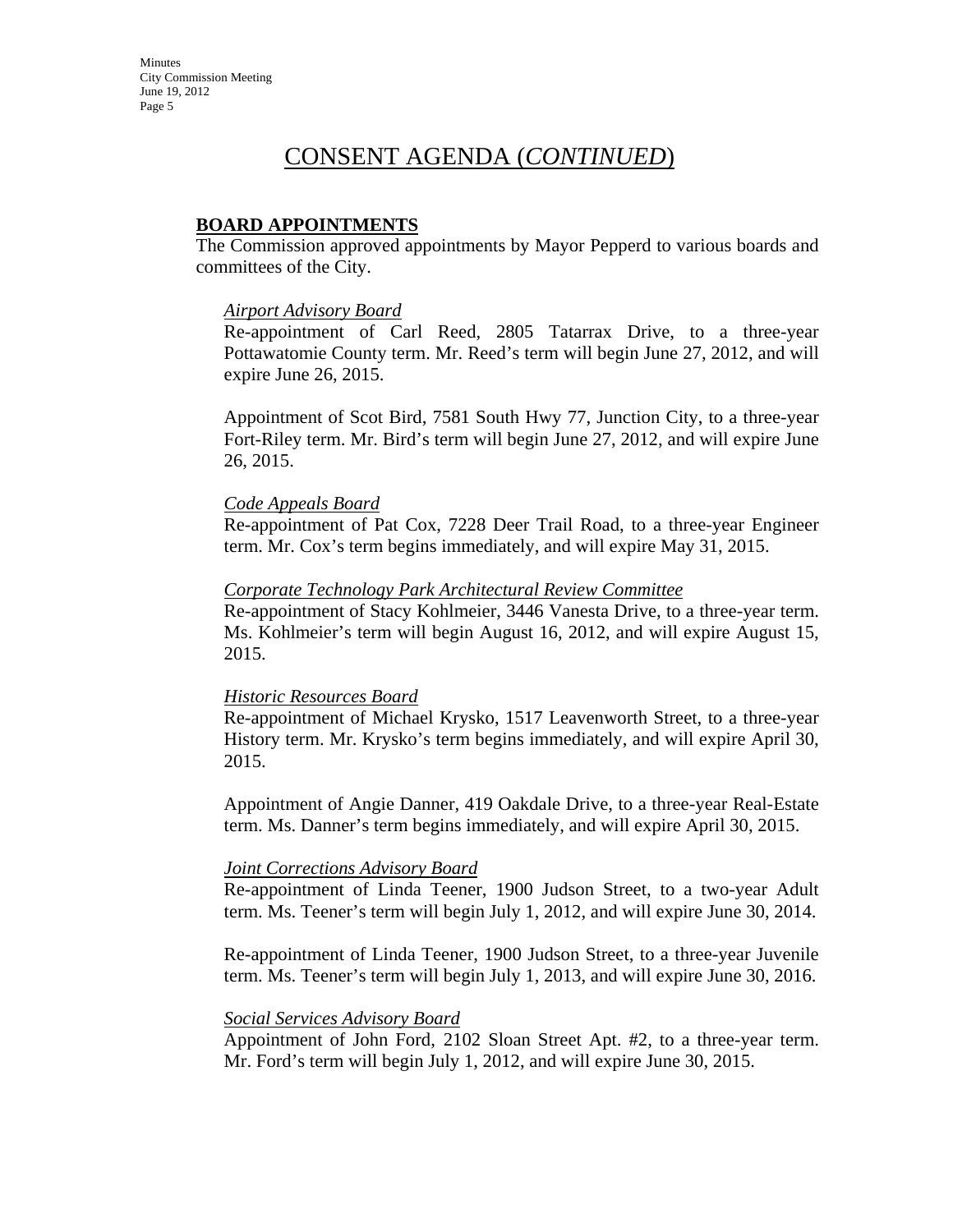# CONSENT AGENDA (*CONTINUED*)

**BOARD APPOINTMENTS**

The Commission approved appointments by Mayor Pepperd to various boards and committees of the City.

*Airport Advisory Board*

Re-appointment of Carl Reed, 2805 Tatarrax Drive, to a three-year Pottawatomie County term. Mr. Reed's term will begin June 27, 2012, and will expire June 26, 2015.

Appointment of Scot Bird, 7581 South Hwy 77, Junction City, to a three-year Fort-Riley term. Mr. Bird's term will begin June 27, 2012, and will expire June 26, 2015.

*Code Appeals Board*

Re-appointment of Pat Cox, 7228 Deer Trail Road, to a three-year Engineer term. Mr. Cox's term begins immediately, and will expire May 31, 2015.

*Corporate Technology Park Architectural Review Committee*

Re-appointment of Stacy Kohlmeier, 3446 Vanesta Drive, to a three-year term. Ms. Kohlmeier's term will begin August 16, 2012, and will expire August 15, 2015.

*Historic Resources Board*

Re-appointment of Michael Krysko, 1517 Leavenworth Street, to a three-year History term. Mr. Krysko's term begins immediately, and will expire April 30, 2015.

Appointment of Angie Danner, 419 Oakdale Drive, to a three-year Real-Estate term. Ms. Danner's term begins immediately, and will expire April 30, 2015.

*Joint Corrections Advisory Board*

Re-appointment of Linda Teener, 1900 Judson Street, to a two-year Adult term. Ms. Teener's term will begin July 1, 2012, and will expire June 30, 2014.

Re-appointment of Linda Teener, 1900 Judson Street, to a three-year Juvenile term. Ms. Teener's term will begin July 1, 2013, and will expire June 30, 2016.

*Social Services Advisory Board*

Appointment of John Ford, 2102 Sloan Street Apt. #2, to a three-year term. Mr. Ford's term will begin July 1, 2012, and will expire June 30, 2015.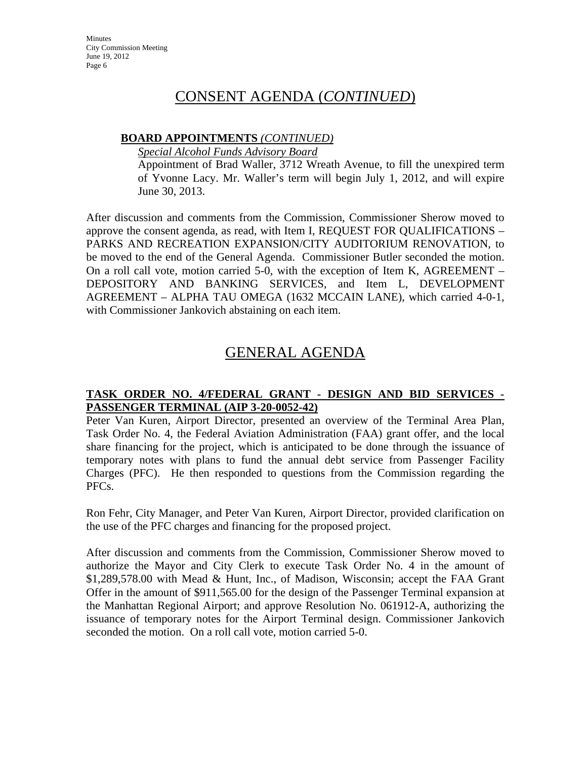# CONSENT AGENDA (*CONTINUED*)

**BOARD APPOINTMENTS** ***(CONTINUED)***

*Special Alcohol Funds Advisory Board*

Appointment of Brad Waller, 3712 Wreath Avenue, to fill the unexpired term of Yvonne Lacy. Mr. Waller's term will begin July 1, 2012, and will expire June 30, 2013.

After discussion and comments from the Commission, Commissioner Sherow moved to approve the consent agenda, as read, with Item I, REQUEST FOR QUALIFICATIONS – PARKS AND RECREATION EXPANSION/CITY AUDITORIUM RENOVATION, to be moved to the end of the General Agenda. Commissioner Butler seconded the motion. On a roll call vote, motion carried 5-0, with the exception of Item K, AGREEMENT – DEPOSITORY AND BANKING SERVICES, and Item L, DEVELOPMENT AGREEMENT – ALPHA TAU OMEGA (1632 MCCAIN LANE), which carried 4-0-1, with Commissioner Jankovich abstaining on each item.

# GENERAL AGENDA

**TASK ORDER NO. 4/FEDERAL GRANT - DESIGN AND BID SERVICES - PASSENGER TERMINAL (AIP 3-20-0052-42)**

Peter Van Kuren, Airport Director, presented an overview of the Terminal Area Plan, Task Order No. 4, the Federal Aviation Administration (FAA) grant offer, and the local share financing for the project, which is anticipated to be done through the issuance of temporary notes with plans to fund the annual debt service from Passenger Facility Charges (PFC). He then responded to questions from the Commission regarding the PFCs.

Ron Fehr, City Manager, and Peter Van Kuren, Airport Director, provided clarification on the use of the PFC charges and financing for the proposed project.

After discussion and comments from the Commission, Commissioner Sherow moved to authorize the Mayor and City Clerk to execute Task Order No. 4 in the amount of $1,289,578.00 with Mead & Hunt, Inc., of Madison, Wisconsin; accept the FAA Grant Offer in the amount of $911,565.00 for the design of the Passenger Terminal expansion at the Manhattan Regional Airport; and approve Resolution No. 061912-A, authorizing the issuance of temporary notes for the Airport Terminal design. Commissioner Jankovich seconded the motion. On a roll call vote, motion carried 5-0.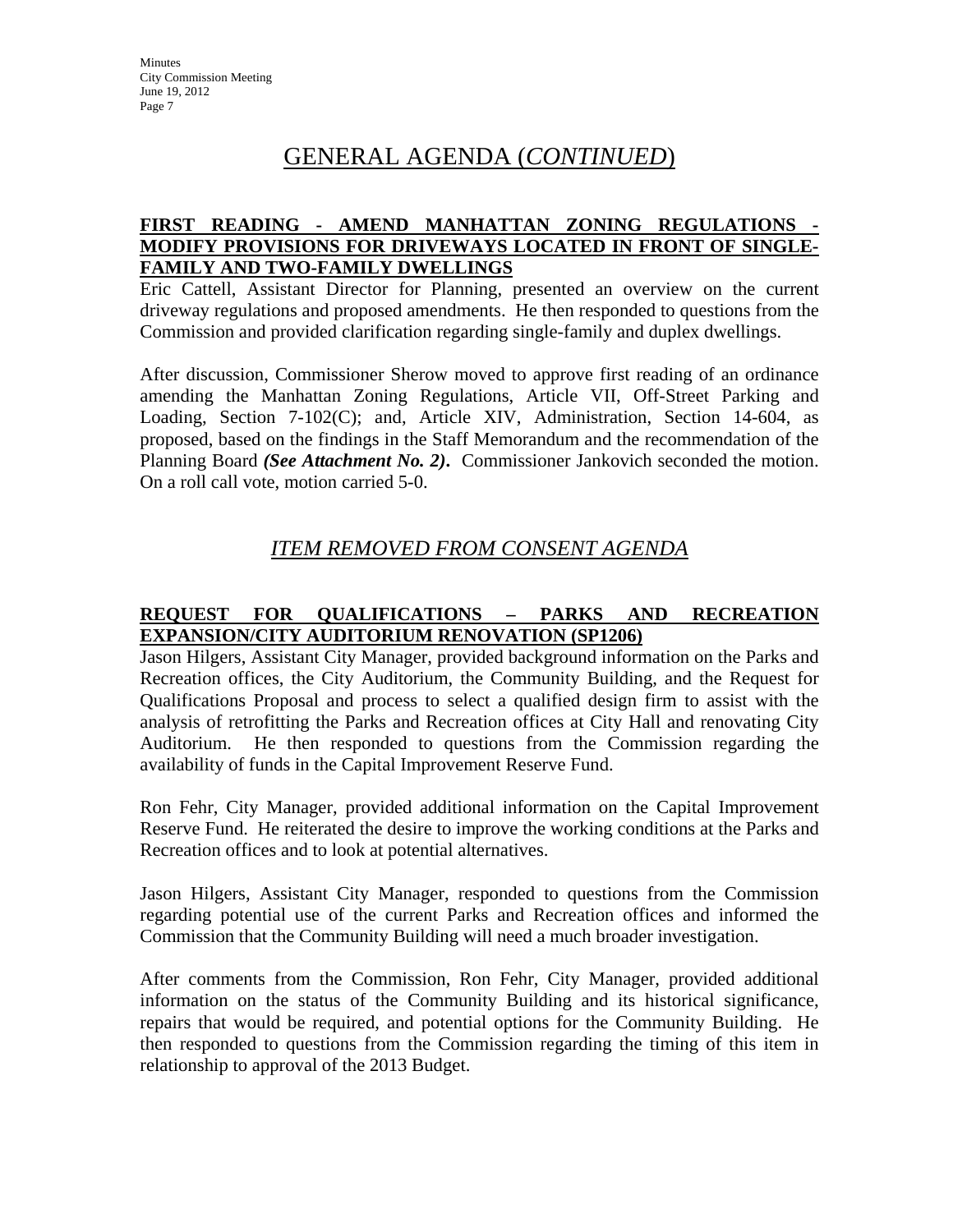# GENERAL AGENDA (*CONTINUED*)

**FIRST READING - AMEND MANHATTAN ZONING REGULATIONS - MODIFY PROVISIONS FOR DRIVEWAYS LOCATED IN FRONT OF SINGLE-FAMILY AND TWO-FAMILY DWELLINGS**

Eric Cattell, Assistant Director for Planning, presented an overview on the current driveway regulations and proposed amendments. He then responded to questions from the Commission and provided clarification regarding single-family and duplex dwellings.

After discussion, Commissioner Sherow moved to approve first reading of an ordinance amending the Manhattan Zoning Regulations, Article VII, Off-Street Parking and Loading, Section 7-102(C); and, Article XIV, Administration, Section 14-604, as proposed, based on the findings in the Staff Memorandum and the recommendation of the Planning Board ***(See Attachment No. 2)***. Commissioner Jankovich seconded the motion. On a roll call vote, motion carried 5-0.

## *ITEM REMOVED FROM CONSENT AGENDA*

**REQUEST FOR QUALIFICATIONS – PARKS AND RECREATION EXPANSION/CITY AUDITORIUM RENOVATION (SP1206)**

Jason Hilgers, Assistant City Manager, provided background information on the Parks and Recreation offices, the City Auditorium, the Community Building, and the Request for Qualifications Proposal and process to select a qualified design firm to assist with the analysis of retrofitting the Parks and Recreation offices at City Hall and renovating City Auditorium. He then responded to questions from the Commission regarding the availability of funds in the Capital Improvement Reserve Fund.

Ron Fehr, City Manager, provided additional information on the Capital Improvement Reserve Fund. He reiterated the desire to improve the working conditions at the Parks and Recreation offices and to look at potential alternatives.

Jason Hilgers, Assistant City Manager, responded to questions from the Commission regarding potential use of the current Parks and Recreation offices and informed the Commission that the Community Building will need a much broader investigation.

After comments from the Commission, Ron Fehr, City Manager, provided additional information on the status of the Community Building and its historical significance, repairs that would be required, and potential options for the Community Building. He then responded to questions from the Commission regarding the timing of this item in relationship to approval of the 2013 Budget.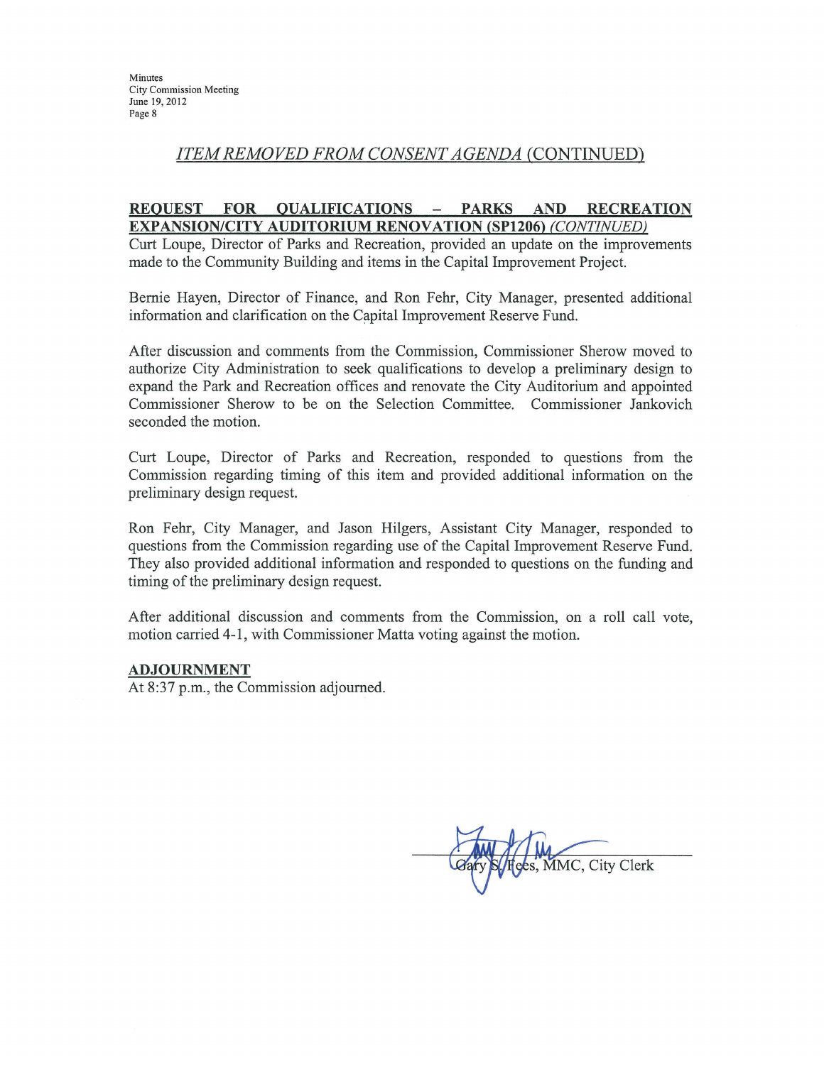## *ITEM REMOVED FROM CONSENT AGENDA* (CONTINUED)

**REQUEST FOR QUALIFICATIONS – PARKS AND RECREATION EXPANSION/CITY AUDITORIUM RENOVATION (SP1206)** *(CONTINUED)*

Curt Loupe, Director of Parks and Recreation, provided an update on the improvements made to the Community Building and items in the Capital Improvement Project.

Bernie Hayen, Director of Finance, and Ron Fehr, City Manager, presented additional information and clarification on the Capital Improvement Reserve Fund.

After discussion and comments from the Commission, Commissioner Sherow moved to authorize City Administration to seek qualifications to develop a preliminary design to expand the Park and Recreation offices and renovate the City Auditorium and appointed Commissioner Sherow to be on the Selection Committee. Commissioner Jankovich seconded the motion.

Curt Loupe, Director of Parks and Recreation, responded to questions from the Commission regarding timing of this item and provided additional information on the preliminary design request.

Ron Fehr, City Manager, and Jason Hilgers, Assistant City Manager, responded to questions from the Commission regarding use of the Capital Improvement Reserve Fund. They also provided additional information and responded to questions on the funding and timing of the preliminary design request.

After additional discussion and comments from the Commission, on a roll call vote, motion carried 4-1, with Commissioner Matta voting against the motion.

**ADJOURNMENT**

At 8:37 p.m., the Commission adjourned.

Gary S. Fees, MMC, City Clerk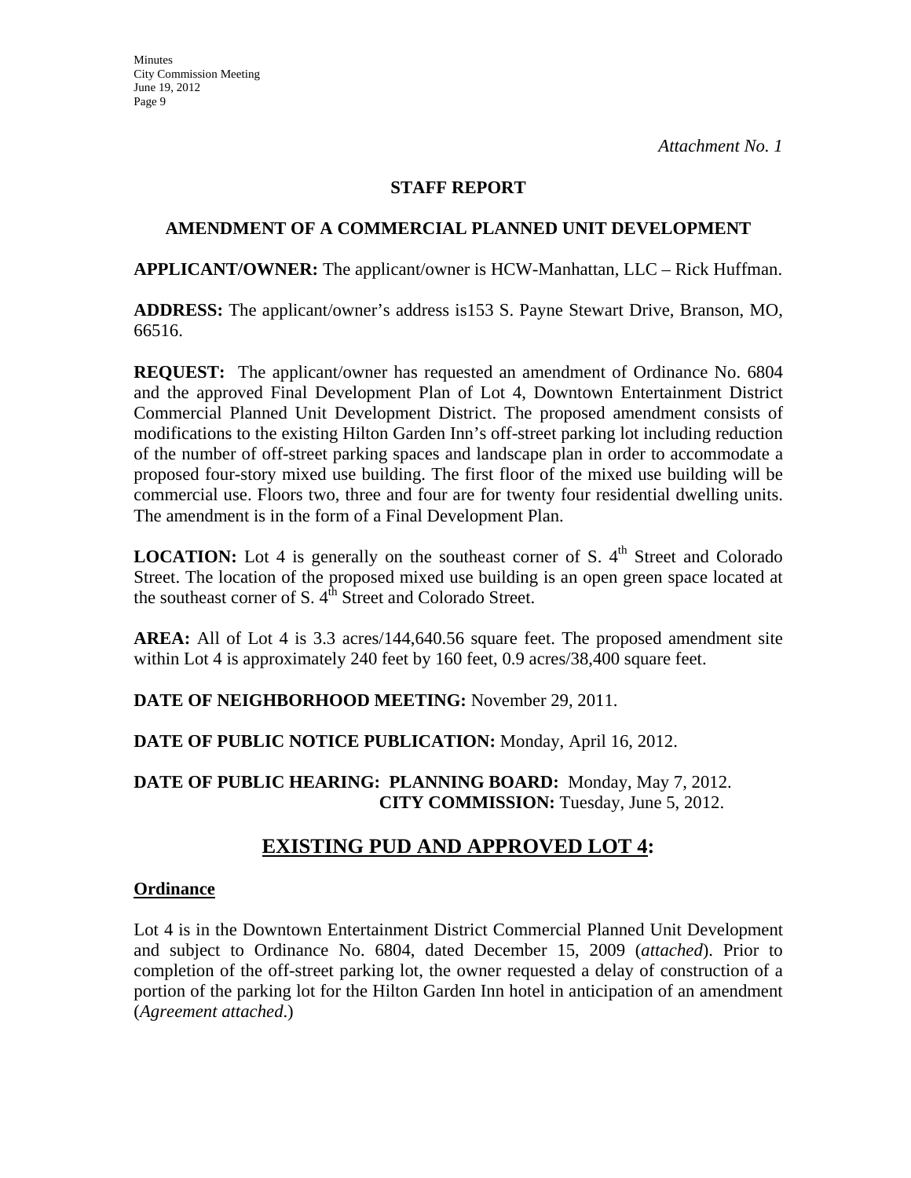*Attachment No. 1*

**STAFF REPORT**

**AMENDMENT OF A COMMERCIAL PLANNED UNIT DEVELOPMENT**

**APPLICANT/OWNER:** The applicant/owner is HCW-Manhattan, LLC – Rick Huffman.

**ADDRESS:** The applicant/owner's address is153 S. Payne Stewart Drive, Branson, MO, 66516.

**REQUEST:** The applicant/owner has requested an amendment of Ordinance No. 6804 and the approved Final Development Plan of Lot 4, Downtown Entertainment District Commercial Planned Unit Development District. The proposed amendment consists of modifications to the existing Hilton Garden Inn's off-street parking lot including reduction of the number of off-street parking spaces and landscape plan in order to accommodate a proposed four-story mixed use building. The first floor of the mixed use building will be commercial use. Floors two, three and four are for twenty four residential dwelling units. The amendment is in the form of a Final Development Plan.

**LOCATION:** Lot 4 is generally on the southeast corner of S. 4th Street and Colorado Street. The location of the proposed mixed use building is an open green space located at the southeast corner of S. 4th Street and Colorado Street.

**AREA:** All of Lot 4 is 3.3 acres/144,640.56 square feet. The proposed amendment site within Lot 4 is approximately 240 feet by 160 feet, 0.9 acres/38,400 square feet.

**DATE OF NEIGHBORHOOD MEETING:** November 29, 2011.

**DATE OF PUBLIC NOTICE PUBLICATION:** Monday, April 16, 2012.

**DATE OF PUBLIC HEARING: PLANNING BOARD:** Monday, May 7, 2012.
**CITY COMMISSION:** Tuesday, June 5, 2012.

## EXISTING PUD AND APPROVED LOT 4:

### Ordinance

Lot 4 is in the Downtown Entertainment District Commercial Planned Unit Development and subject to Ordinance No. 6804, dated December 15, 2009 (*attached*). Prior to completion of the off-street parking lot, the owner requested a delay of construction of a portion of the parking lot for the Hilton Garden Inn hotel in anticipation of an amendment (*Agreement attached*.)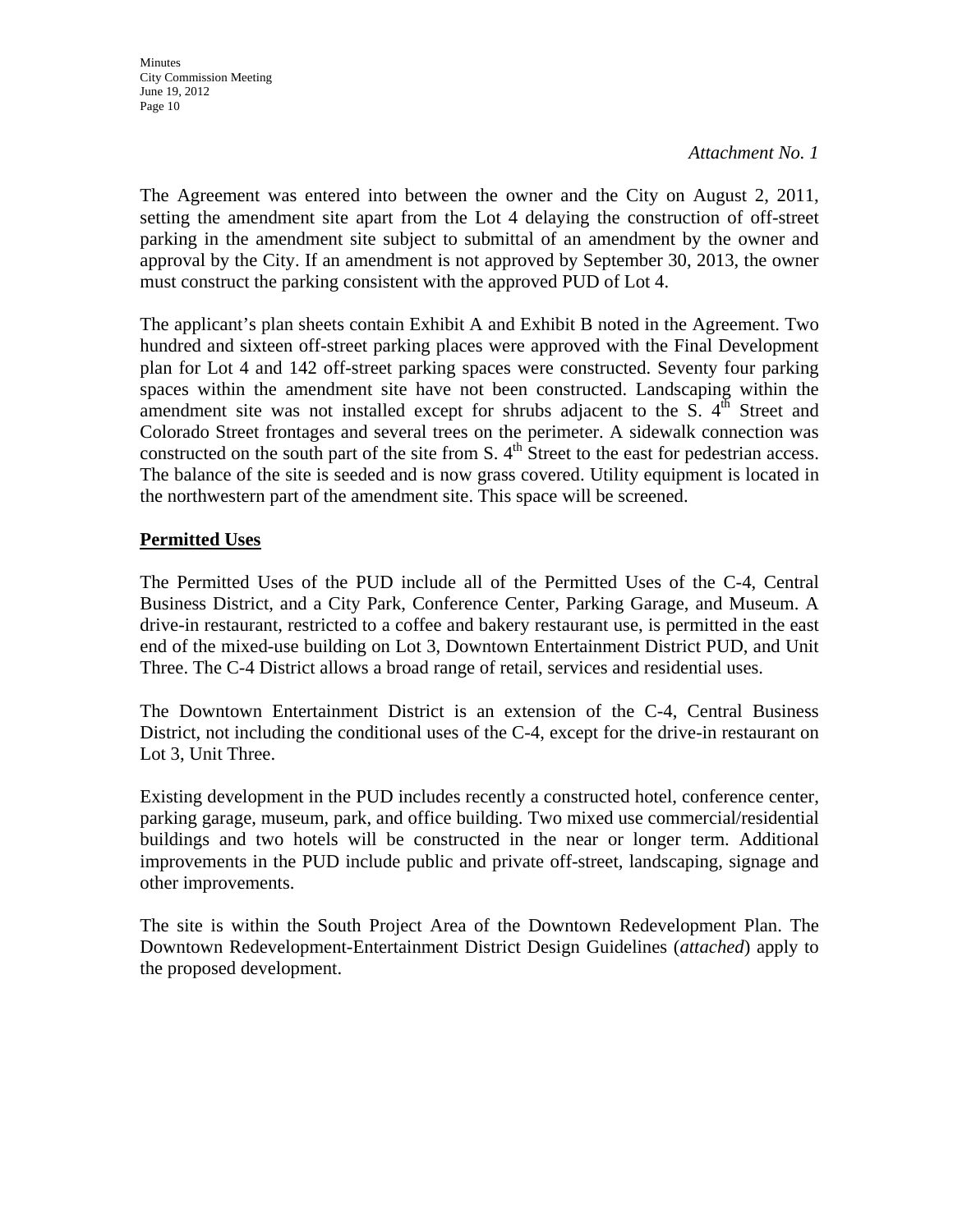*Attachment No. 1*

The Agreement was entered into between the owner and the City on August 2, 2011, setting the amendment site apart from the Lot 4 delaying the construction of off-street parking in the amendment site subject to submittal of an amendment by the owner and approval by the City. If an amendment is not approved by September 30, 2013, the owner must construct the parking consistent with the approved PUD of Lot 4.

The applicant's plan sheets contain Exhibit A and Exhibit B noted in the Agreement. Two hundred and sixteen off-street parking places were approved with the Final Development plan for Lot 4 and 142 off-street parking spaces were constructed. Seventy four parking spaces within the amendment site have not been constructed. Landscaping within the amendment site was not installed except for shrubs adjacent to the S. 4th Street and Colorado Street frontages and several trees on the perimeter. A sidewalk connection was constructed on the south part of the site from S. 4th Street to the east for pedestrian access. The balance of the site is seeded and is now grass covered. Utility equipment is located in the northwestern part of the amendment site. This space will be screened.

**Permitted Uses**

The Permitted Uses of the PUD include all of the Permitted Uses of the C-4, Central Business District, and a City Park, Conference Center, Parking Garage, and Museum. A drive-in restaurant, restricted to a coffee and bakery restaurant use, is permitted in the east end of the mixed-use building on Lot 3, Downtown Entertainment District PUD, and Unit Three. The C-4 District allows a broad range of retail, services and residential uses.

The Downtown Entertainment District is an extension of the C-4, Central Business District, not including the conditional uses of the C-4, except for the drive-in restaurant on Lot 3, Unit Three.

Existing development in the PUD includes recently a constructed hotel, conference center, parking garage, museum, park, and office building. Two mixed use commercial/residential buildings and two hotels will be constructed in the near or longer term. Additional improvements in the PUD include public and private off-street, landscaping, signage and other improvements.

The site is within the South Project Area of the Downtown Redevelopment Plan. The Downtown Redevelopment-Entertainment District Design Guidelines (*attached*) apply to the proposed development.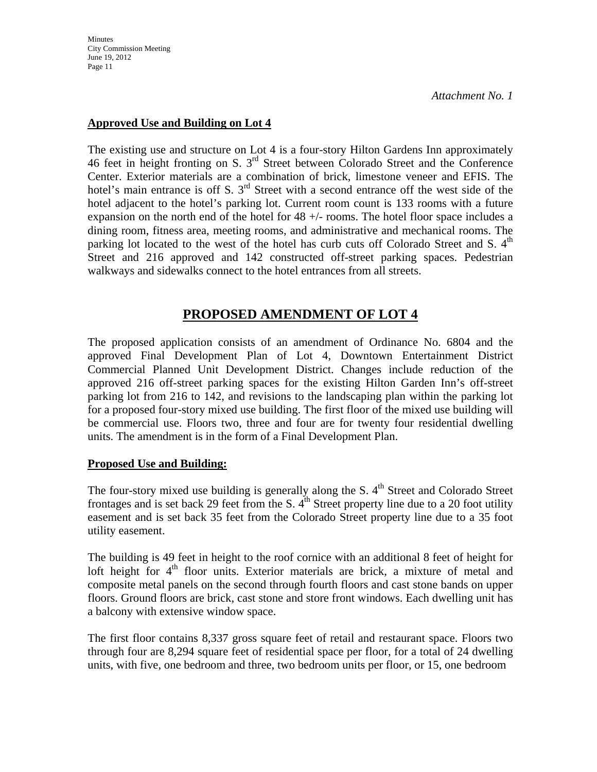*Attachment No. 1*

**Approved Use and Building on Lot 4**

The existing use and structure on Lot 4 is a four-story Hilton Gardens Inn approximately 46 feet in height fronting on S. 3rd Street between Colorado Street and the Conference Center. Exterior materials are a combination of brick, limestone veneer and EFIS. The hotel's main entrance is off S. 3rd Street with a second entrance off the west side of the hotel adjacent to the hotel's parking lot. Current room count is 133 rooms with a future expansion on the north end of the hotel for 48 +/- rooms. The hotel floor space includes a dining room, fitness area, meeting rooms, and administrative and mechanical rooms. The parking lot located to the west of the hotel has curb cuts off Colorado Street and S. 4th Street and 216 approved and 142 constructed off-street parking spaces. Pedestrian walkways and sidewalks connect to the hotel entrances from all streets.

## PROPOSED AMENDMENT OF LOT 4

The proposed application consists of an amendment of Ordinance No. 6804 and the approved Final Development Plan of Lot 4, Downtown Entertainment District Commercial Planned Unit Development District. Changes include reduction of the approved 216 off-street parking spaces for the existing Hilton Garden Inn's off-street parking lot from 216 to 142, and revisions to the landscaping plan within the parking lot for a proposed four-story mixed use building. The first floor of the mixed use building will be commercial use. Floors two, three and four are for twenty four residential dwelling units. The amendment is in the form of a Final Development Plan.

**Proposed Use and Building:**

The four-story mixed use building is generally along the S. 4th Street and Colorado Street frontages and is set back 29 feet from the S. 4th Street property line due to a 20 foot utility easement and is set back 35 feet from the Colorado Street property line due to a 35 foot utility easement.

The building is 49 feet in height to the roof cornice with an additional 8 feet of height for loft height for 4th floor units. Exterior materials are brick, a mixture of metal and composite metal panels on the second through fourth floors and cast stone bands on upper floors. Ground floors are brick, cast stone and store front windows. Each dwelling unit has a balcony with extensive window space.

The first floor contains 8,337 gross square feet of retail and restaurant space. Floors two through four are 8,294 square feet of residential space per floor, for a total of 24 dwelling units, with five, one bedroom and three, two bedroom units per floor, or 15, one bedroom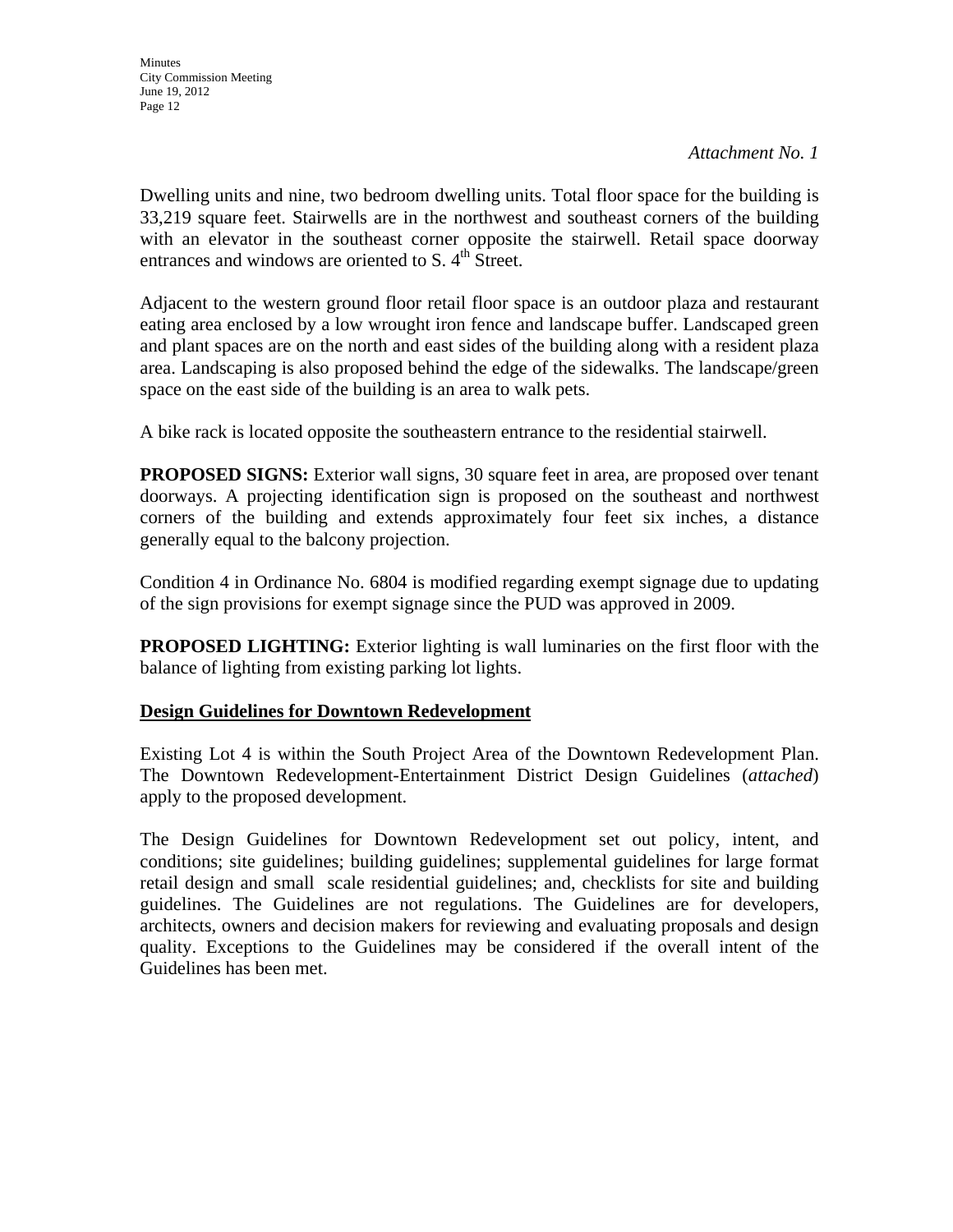*Attachment No. 1*

Dwelling units and nine, two bedroom dwelling units. Total floor space for the building is 33,219 square feet. Stairwells are in the northwest and southeast corners of the building with an elevator in the southeast corner opposite the stairwell. Retail space doorway entrances and windows are oriented to S. 4th Street.

Adjacent to the western ground floor retail floor space is an outdoor plaza and restaurant eating area enclosed by a low wrought iron fence and landscape buffer. Landscaped green and plant spaces are on the north and east sides of the building along with a resident plaza area. Landscaping is also proposed behind the edge of the sidewalks. The landscape/green space on the east side of the building is an area to walk pets.

A bike rack is located opposite the southeastern entrance to the residential stairwell.

**PROPOSED SIGNS:** Exterior wall signs, 30 square feet in area, are proposed over tenant doorways. A projecting identification sign is proposed on the southeast and northwest corners of the building and extends approximately four feet six inches, a distance generally equal to the balcony projection.

Condition 4 in Ordinance No. 6804 is modified regarding exempt signage due to updating of the sign provisions for exempt signage since the PUD was approved in 2009.

**PROPOSED LIGHTING:** Exterior lighting is wall luminaries on the first floor with the balance of lighting from existing parking lot lights.

**Design Guidelines for Downtown Redevelopment**

Existing Lot 4 is within the South Project Area of the Downtown Redevelopment Plan. The Downtown Redevelopment-Entertainment District Design Guidelines (*attached*) apply to the proposed development.

The Design Guidelines for Downtown Redevelopment set out policy, intent, and conditions; site guidelines; building guidelines; supplemental guidelines for large format retail design and small scale residential guidelines; and, checklists for site and building guidelines. The Guidelines are not regulations. The Guidelines are for developers, architects, owners and decision makers for reviewing and evaluating proposals and design quality. Exceptions to the Guidelines may be considered if the overall intent of the Guidelines has been met.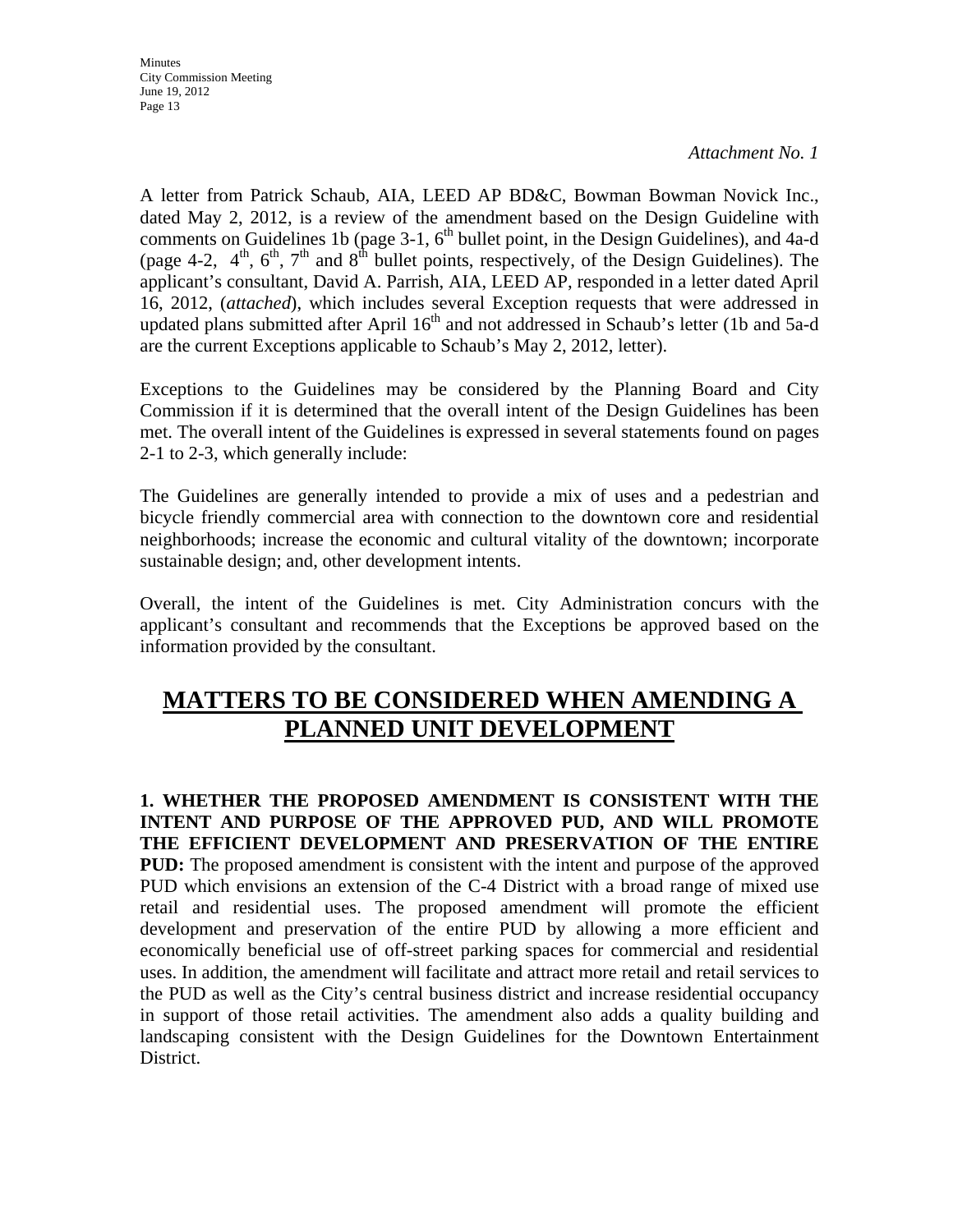*Attachment No. 1*

A letter from Patrick Schaub, AIA, LEED AP BD&C, Bowman Bowman Novick Inc., dated May 2, 2012, is a review of the amendment based on the Design Guideline with comments on Guidelines 1b (page 3-1, 6th bullet point, in the Design Guidelines), and 4a-d (page 4-2, 4th, 6th, 7th and 8th bullet points, respectively, of the Design Guidelines). The applicant's consultant, David A. Parrish, AIA, LEED AP, responded in a letter dated April 16, 2012, (*attached*), which includes several Exception requests that were addressed in updated plans submitted after April 16th and not addressed in Schaub's letter (1b and 5a-d are the current Exceptions applicable to Schaub's May 2, 2012, letter).

Exceptions to the Guidelines may be considered by the Planning Board and City Commission if it is determined that the overall intent of the Design Guidelines has been met. The overall intent of the Guidelines is expressed in several statements found on pages 2-1 to 2-3, which generally include:

The Guidelines are generally intended to provide a mix of uses and a pedestrian and bicycle friendly commercial area with connection to the downtown core and residential neighborhoods; increase the economic and cultural vitality of the downtown; incorporate sustainable design; and, other development intents.

Overall, the intent of the Guidelines is met. City Administration concurs with the applicant's consultant and recommends that the Exceptions be approved based on the information provided by the consultant.

## MATTERS TO BE CONSIDERED WHEN AMENDING A PLANNED UNIT DEVELOPMENT

**1. WHETHER THE PROPOSED AMENDMENT IS CONSISTENT WITH THE INTENT AND PURPOSE OF THE APPROVED PUD, AND WILL PROMOTE THE EFFICIENT DEVELOPMENT AND PRESERVATION OF THE ENTIRE PUD:** The proposed amendment is consistent with the intent and purpose of the approved PUD which envisions an extension of the C-4 District with a broad range of mixed use retail and residential uses. The proposed amendment will promote the efficient development and preservation of the entire PUD by allowing a more efficient and economically beneficial use of off-street parking spaces for commercial and residential uses. In addition, the amendment will facilitate and attract more retail and retail services to the PUD as well as the City's central business district and increase residential occupancy in support of those retail activities. The amendment also adds a quality building and landscaping consistent with the Design Guidelines for the Downtown Entertainment District.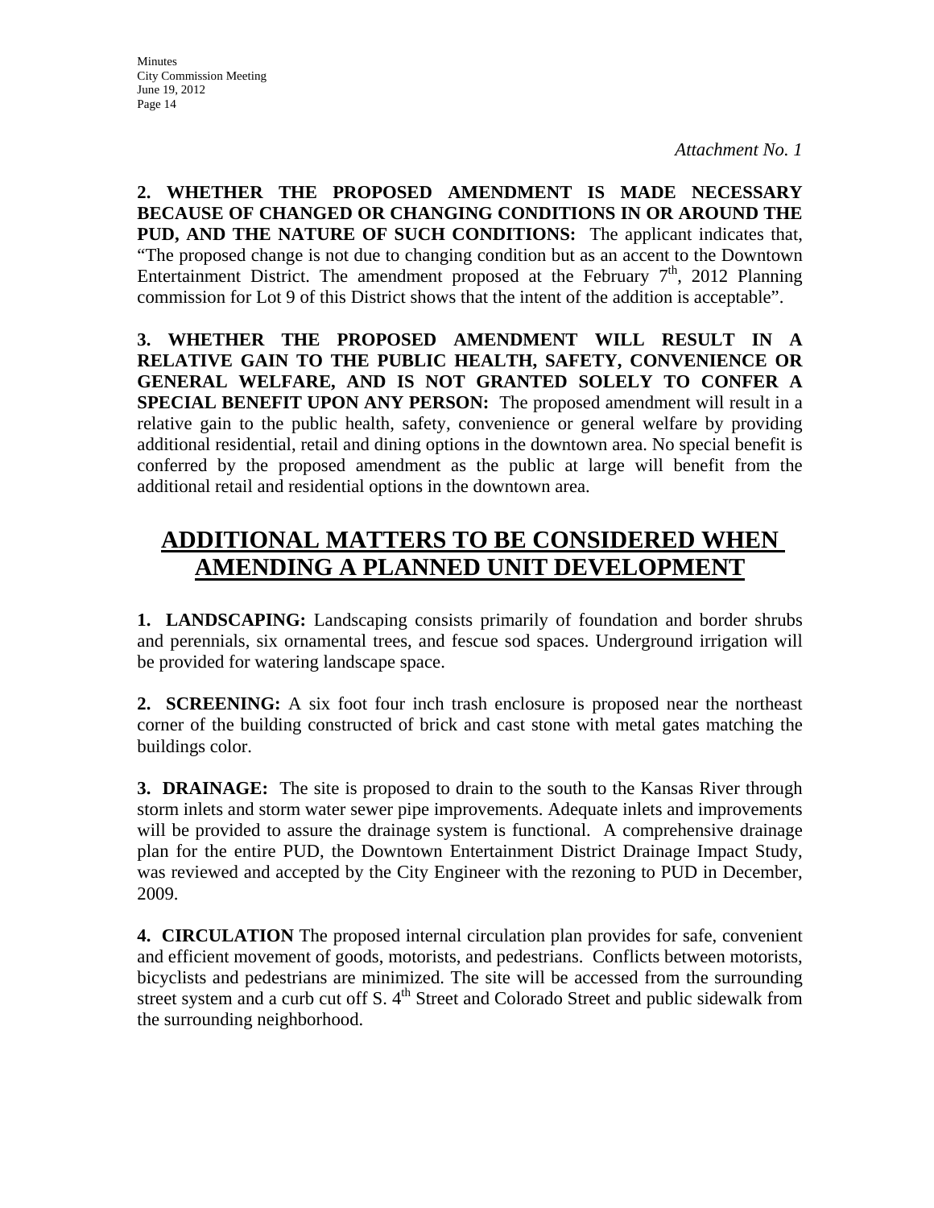*Attachment No. 1*

**2. WHETHER THE PROPOSED AMENDMENT IS MADE NECESSARY BECAUSE OF CHANGED OR CHANGING CONDITIONS IN OR AROUND THE PUD, AND THE NATURE OF SUCH CONDITIONS:** The applicant indicates that, "The proposed change is not due to changing condition but as an accent to the Downtown Entertainment District. The amendment proposed at the February 7th, 2012 Planning commission for Lot 9 of this District shows that the intent of the addition is acceptable".

**3. WHETHER THE PROPOSED AMENDMENT WILL RESULT IN A RELATIVE GAIN TO THE PUBLIC HEALTH, SAFETY, CONVENIENCE OR GENERAL WELFARE, AND IS NOT GRANTED SOLELY TO CONFER A SPECIAL BENEFIT UPON ANY PERSON:** The proposed amendment will result in a relative gain to the public health, safety, convenience or general welfare by providing additional residential, retail and dining options in the downtown area. No special benefit is conferred by the proposed amendment as the public at large will benefit from the additional retail and residential options in the downtown area.

## ADDITIONAL MATTERS TO BE CONSIDERED WHEN AMENDING A PLANNED UNIT DEVELOPMENT

**1. LANDSCAPING:** Landscaping consists primarily of foundation and border shrubs and perennials, six ornamental trees, and fescue sod spaces. Underground irrigation will be provided for watering landscape space.

**2. SCREENING:** A six foot four inch trash enclosure is proposed near the northeast corner of the building constructed of brick and cast stone with metal gates matching the buildings color.

**3. DRAINAGE:** The site is proposed to drain to the south to the Kansas River through storm inlets and storm water sewer pipe improvements. Adequate inlets and improvements will be provided to assure the drainage system is functional. A comprehensive drainage plan for the entire PUD, the Downtown Entertainment District Drainage Impact Study, was reviewed and accepted by the City Engineer with the rezoning to PUD in December, 2009.

**4. CIRCULATION** The proposed internal circulation plan provides for safe, convenient and efficient movement of goods, motorists, and pedestrians. Conflicts between motorists, bicyclists and pedestrians are minimized. The site will be accessed from the surrounding street system and a curb cut off S. 4th Street and Colorado Street and public sidewalk from the surrounding neighborhood.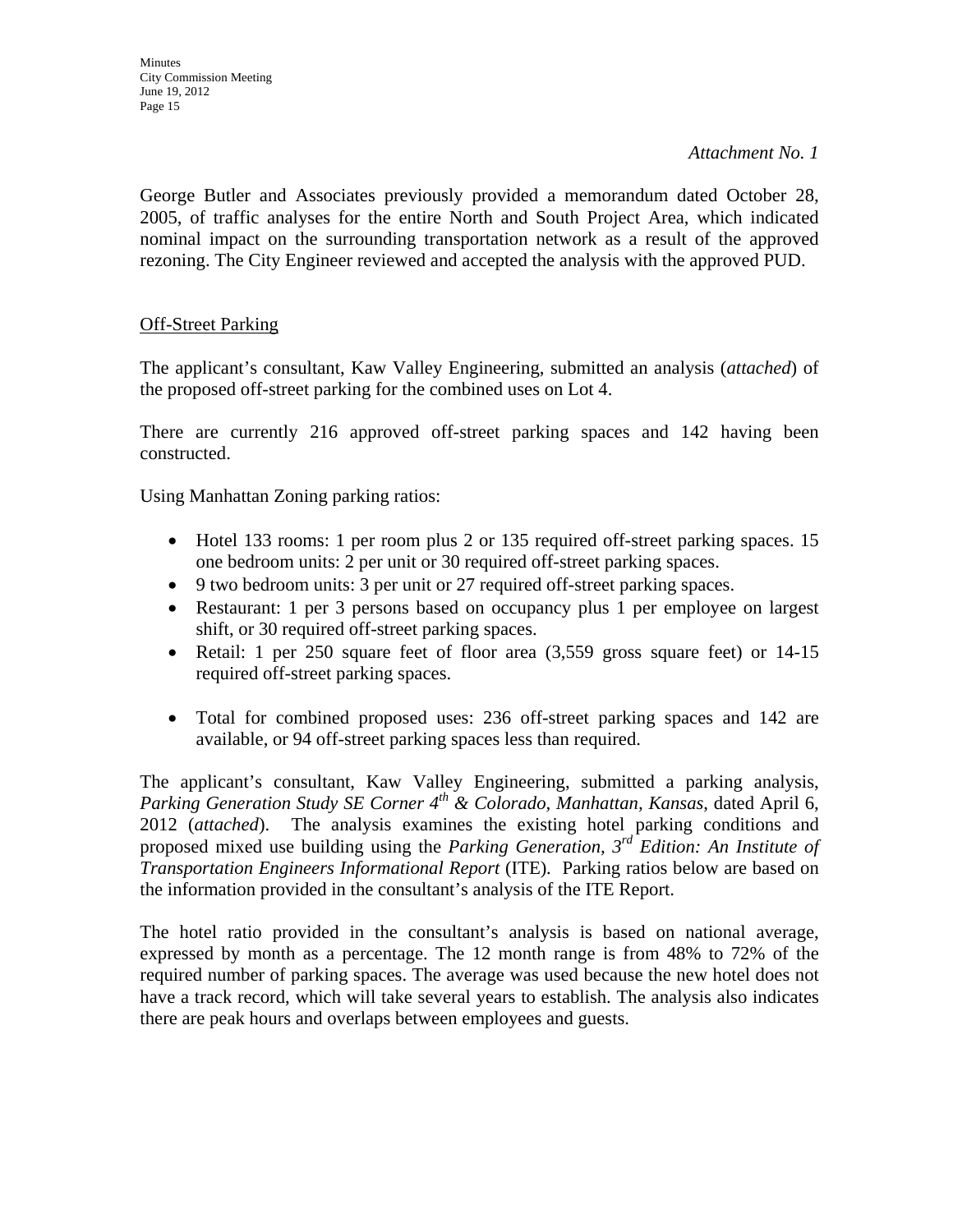*Attachment No. 1*

George Butler and Associates previously provided a memorandum dated October 28, 2005, of traffic analyses for the entire North and South Project Area, which indicated nominal impact on the surrounding transportation network as a result of the approved rezoning. The City Engineer reviewed and accepted the analysis with the approved PUD.

Off-Street Parking

The applicant's consultant, Kaw Valley Engineering, submitted an analysis (*attached*) of the proposed off-street parking for the combined uses on Lot 4.

There are currently 216 approved off-street parking spaces and 142 having been constructed.

Using Manhattan Zoning parking ratios:

- Hotel 133 rooms: 1 per room plus 2 or 135 required off-street parking spaces. 15 one bedroom units: 2 per unit or 30 required off-street parking spaces.
- 9 two bedroom units: 3 per unit or 27 required off-street parking spaces.
- Restaurant: 1 per 3 persons based on occupancy plus 1 per employee on largest shift, or 30 required off-street parking spaces.
- Retail: 1 per 250 square feet of floor area (3,559 gross square feet) or 14-15 required off-street parking spaces.

- Total for combined proposed uses: 236 off-street parking spaces and 142 are available, or 94 off-street parking spaces less than required.

The applicant's consultant, Kaw Valley Engineering, submitted a parking analysis, *Parking Generation Study SE Corner 4th & Colorado, Manhattan, Kansas*, dated April 6, 2012 (*attached*). The analysis examines the existing hotel parking conditions and proposed mixed use building using the *Parking Generation, 3rd Edition: An Institute of Transportation Engineers Informational Report* (ITE). Parking ratios below are based on the information provided in the consultant's analysis of the ITE Report.

The hotel ratio provided in the consultant's analysis is based on national average, expressed by month as a percentage. The 12 month range is from 48% to 72% of the required number of parking spaces. The average was used because the new hotel does not have a track record, which will take several years to establish. The analysis also indicates there are peak hours and overlaps between employees and guests.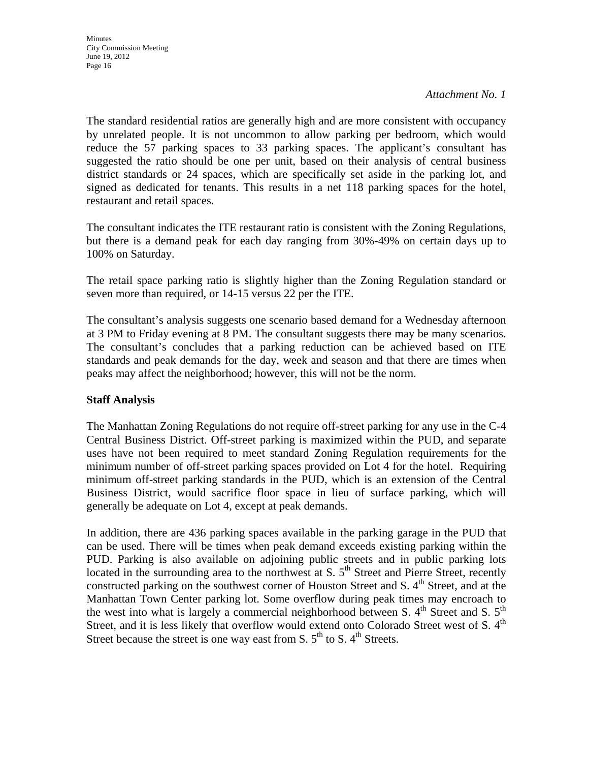*Attachment No. 1*

The standard residential ratios are generally high and are more consistent with occupancy by unrelated people. It is not uncommon to allow parking per bedroom, which would reduce the 57 parking spaces to 33 parking spaces. The applicant's consultant has suggested the ratio should be one per unit, based on their analysis of central business district standards or 24 spaces, which are specifically set aside in the parking lot, and signed as dedicated for tenants. This results in a net 118 parking spaces for the hotel, restaurant and retail spaces.

The consultant indicates the ITE restaurant ratio is consistent with the Zoning Regulations, but there is a demand peak for each day ranging from 30%-49% on certain days up to 100% on Saturday.

The retail space parking ratio is slightly higher than the Zoning Regulation standard or seven more than required, or 14-15 versus 22 per the ITE.

The consultant's analysis suggests one scenario based demand for a Wednesday afternoon at 3 PM to Friday evening at 8 PM. The consultant suggests there may be many scenarios. The consultant's concludes that a parking reduction can be achieved based on ITE standards and peak demands for the day, week and season and that there are times when peaks may affect the neighborhood; however, this will not be the norm.

**Staff Analysis**

The Manhattan Zoning Regulations do not require off-street parking for any use in the C-4 Central Business District. Off-street parking is maximized within the PUD, and separate uses have not been required to meet standard Zoning Regulation requirements for the minimum number of off-street parking spaces provided on Lot 4 for the hotel. Requiring minimum off-street parking standards in the PUD, which is an extension of the Central Business District, would sacrifice floor space in lieu of surface parking, which will generally be adequate on Lot 4, except at peak demands.

In addition, there are 436 parking spaces available in the parking garage in the PUD that can be used. There will be times when peak demand exceeds existing parking within the PUD. Parking is also available on adjoining public streets and in public parking lots located in the surrounding area to the northwest at S. 5th Street and Pierre Street, recently constructed parking on the southwest corner of Houston Street and S. 4th Street, and at the Manhattan Town Center parking lot. Some overflow during peak times may encroach to the west into what is largely a commercial neighborhood between S. 4th Street and S. 5th Street, and it is less likely that overflow would extend onto Colorado Street west of S. 4th Street because the street is one way east from S. 5th to S. 4th Streets.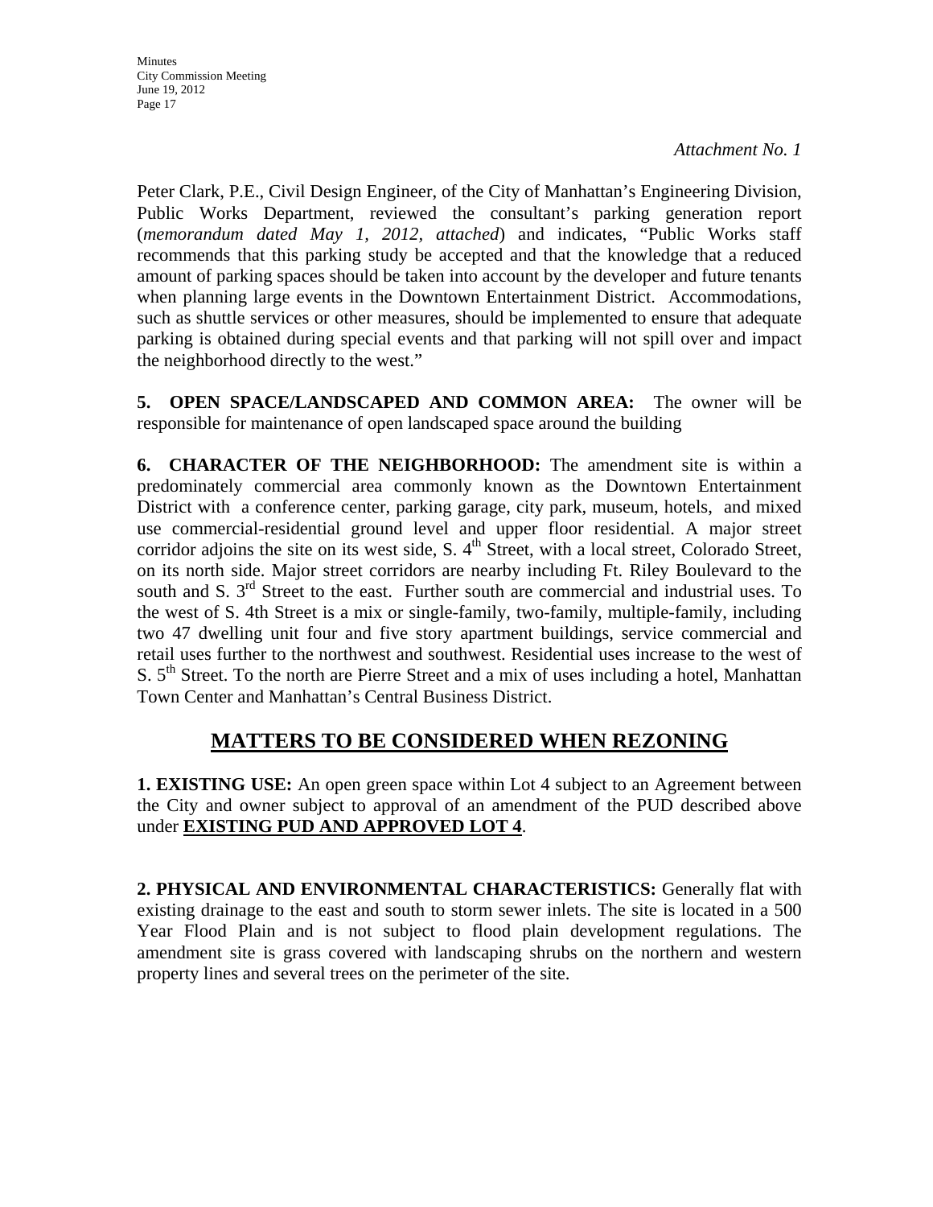*Attachment No. 1*

Peter Clark, P.E., Civil Design Engineer, of the City of Manhattan's Engineering Division, Public Works Department, reviewed the consultant's parking generation report (*memorandum dated May 1, 2012, attached*) and indicates, "Public Works staff recommends that this parking study be accepted and that the knowledge that a reduced amount of parking spaces should be taken into account by the developer and future tenants when planning large events in the Downtown Entertainment District. Accommodations, such as shuttle services or other measures, should be implemented to ensure that adequate parking is obtained during special events and that parking will not spill over and impact the neighborhood directly to the west."

**5. OPEN SPACE/LANDSCAPED AND COMMON AREA:** The owner will be responsible for maintenance of open landscaped space around the building

**6. CHARACTER OF THE NEIGHBORHOOD:** The amendment site is within a predominately commercial area commonly known as the Downtown Entertainment District with a conference center, parking garage, city park, museum, hotels, and mixed use commercial-residential ground level and upper floor residential. A major street corridor adjoins the site on its west side, S. 4th Street, with a local street, Colorado Street, on its north side. Major street corridors are nearby including Ft. Riley Boulevard to the south and S. 3rd Street to the east. Further south are commercial and industrial uses. To the west of S. 4th Street is a mix or single-family, two-family, multiple-family, including two 47 dwelling unit four and five story apartment buildings, service commercial and retail uses further to the northwest and southwest. Residential uses increase to the west of S. 5th Street. To the north are Pierre Street and a mix of uses including a hotel, Manhattan Town Center and Manhattan's Central Business District.

## MATTERS TO BE CONSIDERED WHEN REZONING

**1. EXISTING USE:** An open green space within Lot 4 subject to an Agreement between the City and owner subject to approval of an amendment of the PUD described above under **EXISTING PUD AND APPROVED LOT 4**.

**2. PHYSICAL AND ENVIRONMENTAL CHARACTERISTICS:** Generally flat with existing drainage to the east and south to storm sewer inlets. The site is located in a 500 Year Flood Plain and is not subject to flood plain development regulations. The amendment site is grass covered with landscaping shrubs on the northern and western property lines and several trees on the perimeter of the site.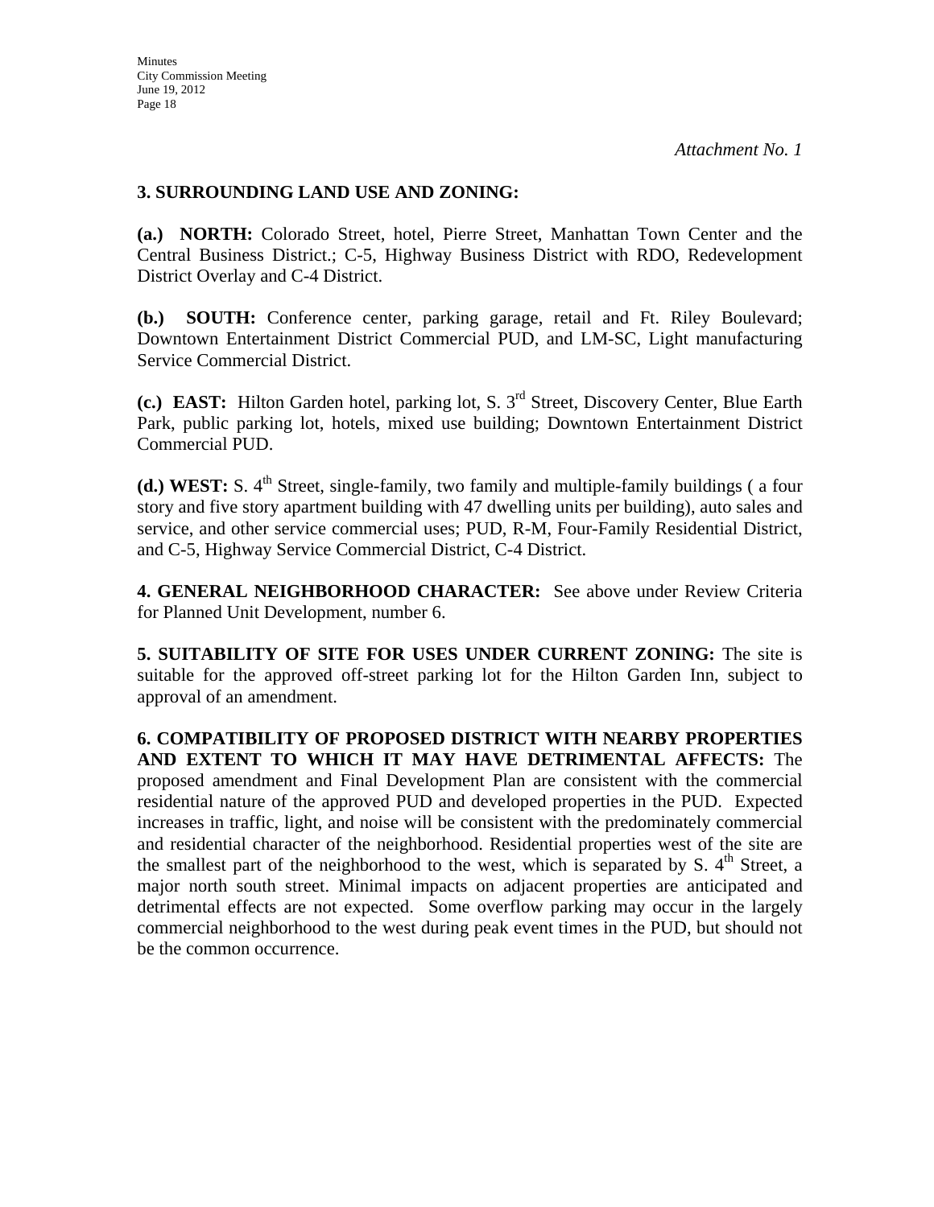*Attachment No. 1*

**3. SURROUNDING LAND USE AND ZONING:**

**(a.) NORTH:** Colorado Street, hotel, Pierre Street, Manhattan Town Center and the Central Business District.; C-5, Highway Business District with RDO, Redevelopment District Overlay and C-4 District.

**(b.) SOUTH:** Conference center, parking garage, retail and Ft. Riley Boulevard; Downtown Entertainment District Commercial PUD, and LM-SC, Light manufacturing Service Commercial District.

**(c.) EAST:** Hilton Garden hotel, parking lot, S. 3rd Street, Discovery Center, Blue Earth Park, public parking lot, hotels, mixed use building; Downtown Entertainment District Commercial PUD.

**(d.) WEST:** S. 4th Street, single-family, two family and multiple-family buildings ( a four story and five story apartment building with 47 dwelling units per building), auto sales and service, and other service commercial uses; PUD, R-M, Four-Family Residential District, and C-5, Highway Service Commercial District, C-4 District.

**4. GENERAL NEIGHBORHOOD CHARACTER:** See above under Review Criteria for Planned Unit Development, number 6.

**5. SUITABILITY OF SITE FOR USES UNDER CURRENT ZONING:** The site is suitable for the approved off-street parking lot for the Hilton Garden Inn, subject to approval of an amendment.

**6. COMPATIBILITY OF PROPOSED DISTRICT WITH NEARBY PROPERTIES AND EXTENT TO WHICH IT MAY HAVE DETRIMENTAL AFFECTS:** The proposed amendment and Final Development Plan are consistent with the commercial residential nature of the approved PUD and developed properties in the PUD. Expected increases in traffic, light, and noise will be consistent with the predominately commercial and residential character of the neighborhood. Residential properties west of the site are the smallest part of the neighborhood to the west, which is separated by S. 4th Street, a major north south street. Minimal impacts on adjacent properties are anticipated and detrimental effects are not expected. Some overflow parking may occur in the largely commercial neighborhood to the west during peak event times in the PUD, but should not be the common occurrence.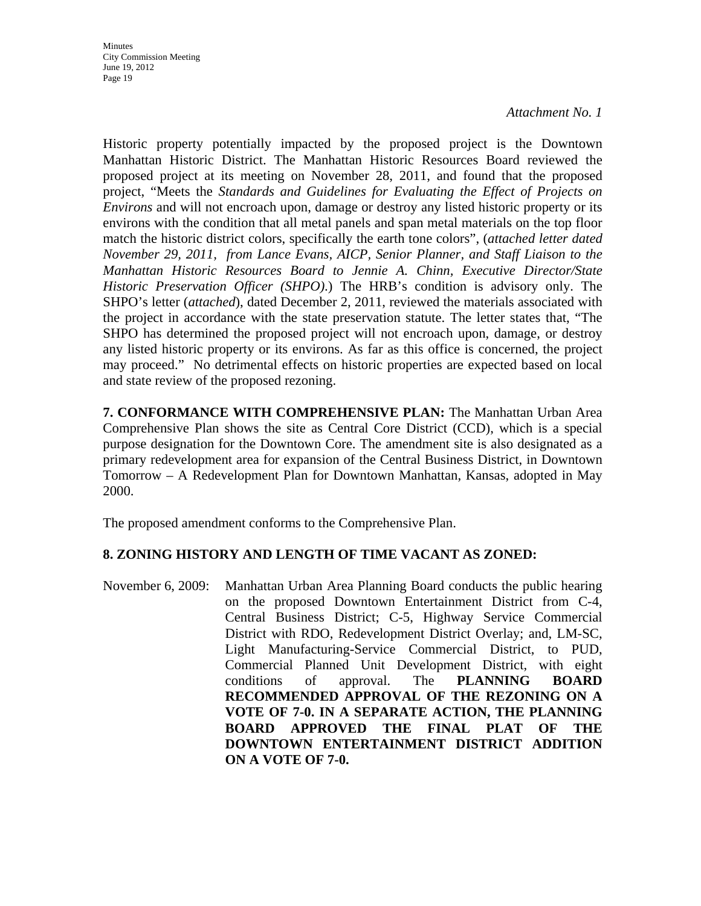*Attachment No. 1*

Historic property potentially impacted by the proposed project is the Downtown Manhattan Historic District. The Manhattan Historic Resources Board reviewed the proposed project at its meeting on November 28, 2011, and found that the proposed project, "Meets the *Standards and Guidelines for Evaluating the Effect of Projects on Environs* and will not encroach upon, damage or destroy any listed historic property or its environs with the condition that all metal panels and span metal materials on the top floor match the historic district colors, specifically the earth tone colors", (*attached letter dated November 29, 2011, from Lance Evans, AICP, Senior Planner, and Staff Liaison to the Manhattan Historic Resources Board to Jennie A. Chinn, Executive Director/State Historic Preservation Officer (SHPO).*) The HRB's condition is advisory only. The SHPO's letter (*attached*), dated December 2, 2011, reviewed the materials associated with the project in accordance with the state preservation statute. The letter states that, "The SHPO has determined the proposed project will not encroach upon, damage, or destroy any listed historic property or its environs. As far as this office is concerned, the project may proceed." No detrimental effects on historic properties are expected based on local and state review of the proposed rezoning.

**7. CONFORMANCE WITH COMPREHENSIVE PLAN:** The Manhattan Urban Area Comprehensive Plan shows the site as Central Core District (CCD), which is a special purpose designation for the Downtown Core. The amendment site is also designated as a primary redevelopment area for expansion of the Central Business District, in Downtown Tomorrow – A Redevelopment Plan for Downtown Manhattan, Kansas, adopted in May 2000.

The proposed amendment conforms to the Comprehensive Plan.

**8. ZONING HISTORY AND LENGTH OF TIME VACANT AS ZONED:**

November 6, 2009: Manhattan Urban Area Planning Board conducts the public hearing on the proposed Downtown Entertainment District from C-4, Central Business District; C-5, Highway Service Commercial District with RDO, Redevelopment District Overlay; and, LM-SC, Light Manufacturing-Service Commercial District, to PUD, Commercial Planned Unit Development District, with eight conditions of approval. The **PLANNING BOARD RECOMMENDED APPROVAL OF THE REZONING ON A VOTE OF 7-0. IN A SEPARATE ACTION, THE PLANNING BOARD APPROVED THE FINAL PLAT OF THE DOWNTOWN ENTERTAINMENT DISTRICT ADDITION ON A VOTE OF 7-0.**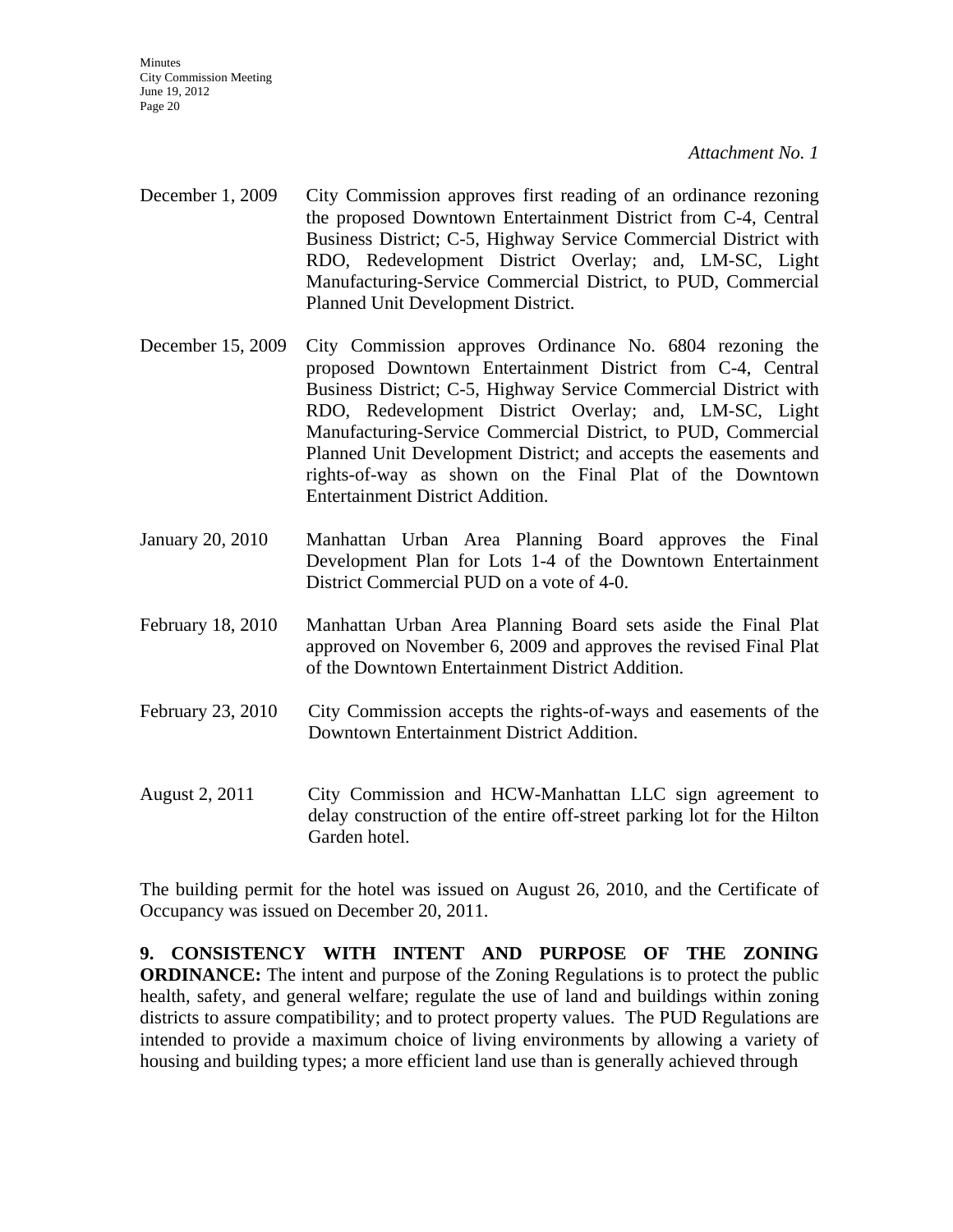*Attachment No. 1*

December 1, 2009 — City Commission approves first reading of an ordinance rezoning the proposed Downtown Entertainment District from C-4, Central Business District; C-5, Highway Service Commercial District with RDO, Redevelopment District Overlay; and, LM-SC, Light Manufacturing-Service Commercial District, to PUD, Commercial Planned Unit Development District.

December 15, 2009 — City Commission approves Ordinance No. 6804 rezoning the proposed Downtown Entertainment District from C-4, Central Business District; C-5, Highway Service Commercial District with RDO, Redevelopment District Overlay; and, LM-SC, Light Manufacturing-Service Commercial District, to PUD, Commercial Planned Unit Development District; and accepts the easements and rights-of-way as shown on the Final Plat of the Downtown Entertainment District Addition.

January 20, 2010 — Manhattan Urban Area Planning Board approves the Final Development Plan for Lots 1-4 of the Downtown Entertainment District Commercial PUD on a vote of 4-0.

February 18, 2010 — Manhattan Urban Area Planning Board sets aside the Final Plat approved on November 6, 2009 and approves the revised Final Plat of the Downtown Entertainment District Addition.

February 23, 2010 — City Commission accepts the rights-of-ways and easements of the Downtown Entertainment District Addition.

August 2, 2011 — City Commission and HCW-Manhattan LLC sign agreement to delay construction of the entire off-street parking lot for the Hilton Garden hotel.

The building permit for the hotel was issued on August 26, 2010, and the Certificate of Occupancy was issued on December 20, 2011.

**9. CONSISTENCY WITH INTENT AND PURPOSE OF THE ZONING ORDINANCE:** The intent and purpose of the Zoning Regulations is to protect the public health, safety, and general welfare; regulate the use of land and buildings within zoning districts to assure compatibility; and to protect property values. The PUD Regulations are intended to provide a maximum choice of living environments by allowing a variety of housing and building types; a more efficient land use than is generally achieved through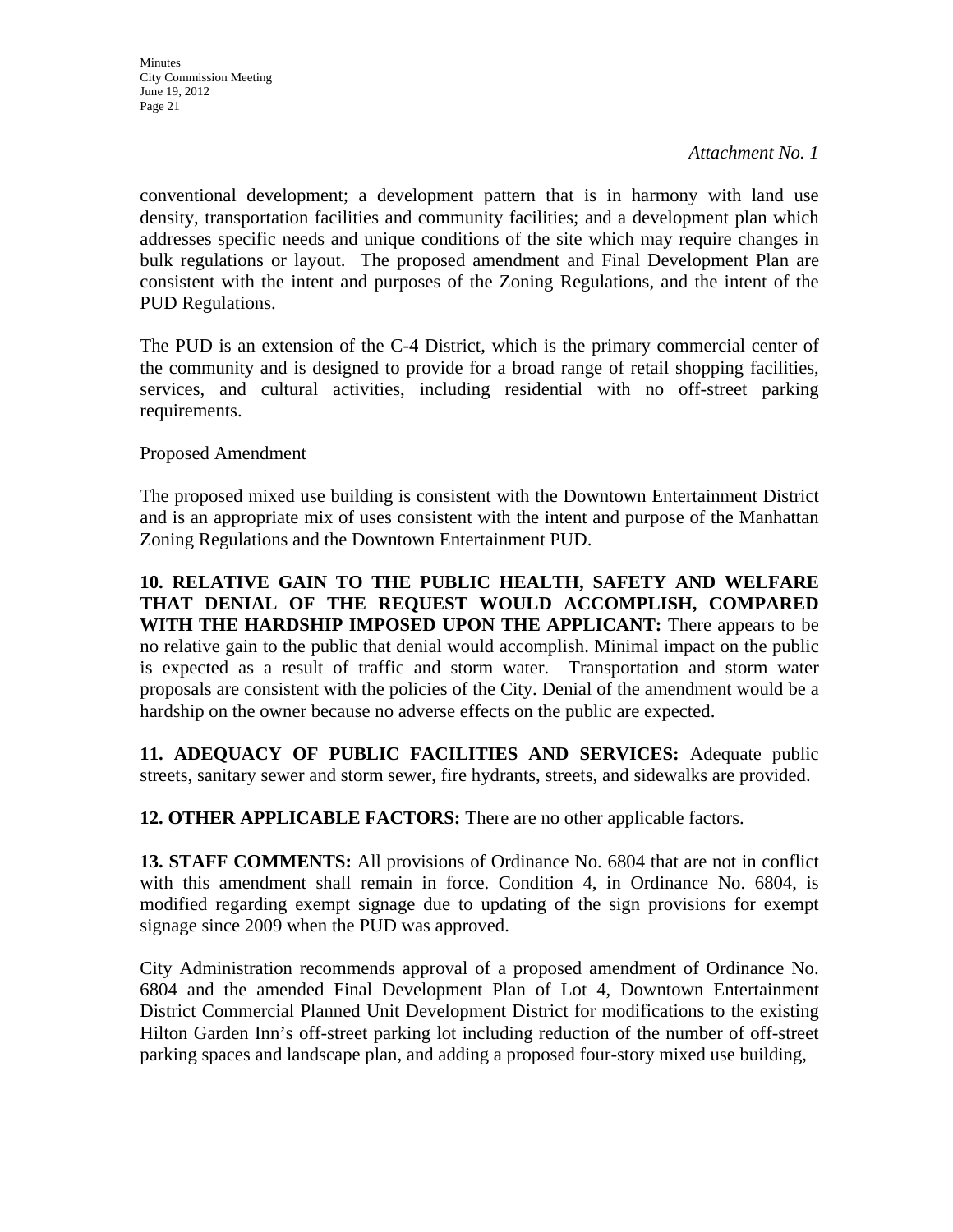*Attachment No. 1*

conventional development; a development pattern that is in harmony with land use density, transportation facilities and community facilities; and a development plan which addresses specific needs and unique conditions of the site which may require changes in bulk regulations or layout. The proposed amendment and Final Development Plan are consistent with the intent and purposes of the Zoning Regulations, and the intent of the PUD Regulations.

The PUD is an extension of the C-4 District, which is the primary commercial center of the community and is designed to provide for a broad range of retail shopping facilities, services, and cultural activities, including residential with no off-street parking requirements.

Proposed Amendment

The proposed mixed use building is consistent with the Downtown Entertainment District and is an appropriate mix of uses consistent with the intent and purpose of the Manhattan Zoning Regulations and the Downtown Entertainment PUD.

**10. RELATIVE GAIN TO THE PUBLIC HEALTH, SAFETY AND WELFARE THAT DENIAL OF THE REQUEST WOULD ACCOMPLISH, COMPARED WITH THE HARDSHIP IMPOSED UPON THE APPLICANT:** There appears to be no relative gain to the public that denial would accomplish. Minimal impact on the public is expected as a result of traffic and storm water. Transportation and storm water proposals are consistent with the policies of the City. Denial of the amendment would be a hardship on the owner because no adverse effects on the public are expected.

**11. ADEQUACY OF PUBLIC FACILITIES AND SERVICES:** Adequate public streets, sanitary sewer and storm sewer, fire hydrants, streets, and sidewalks are provided.

**12. OTHER APPLICABLE FACTORS:** There are no other applicable factors.

**13. STAFF COMMENTS:** All provisions of Ordinance No. 6804 that are not in conflict with this amendment shall remain in force. Condition 4, in Ordinance No. 6804, is modified regarding exempt signage due to updating of the sign provisions for exempt signage since 2009 when the PUD was approved.

City Administration recommends approval of a proposed amendment of Ordinance No. 6804 and the amended Final Development Plan of Lot 4, Downtown Entertainment District Commercial Planned Unit Development District for modifications to the existing Hilton Garden Inn's off-street parking lot including reduction of the number of off-street parking spaces and landscape plan, and adding a proposed four-story mixed use building,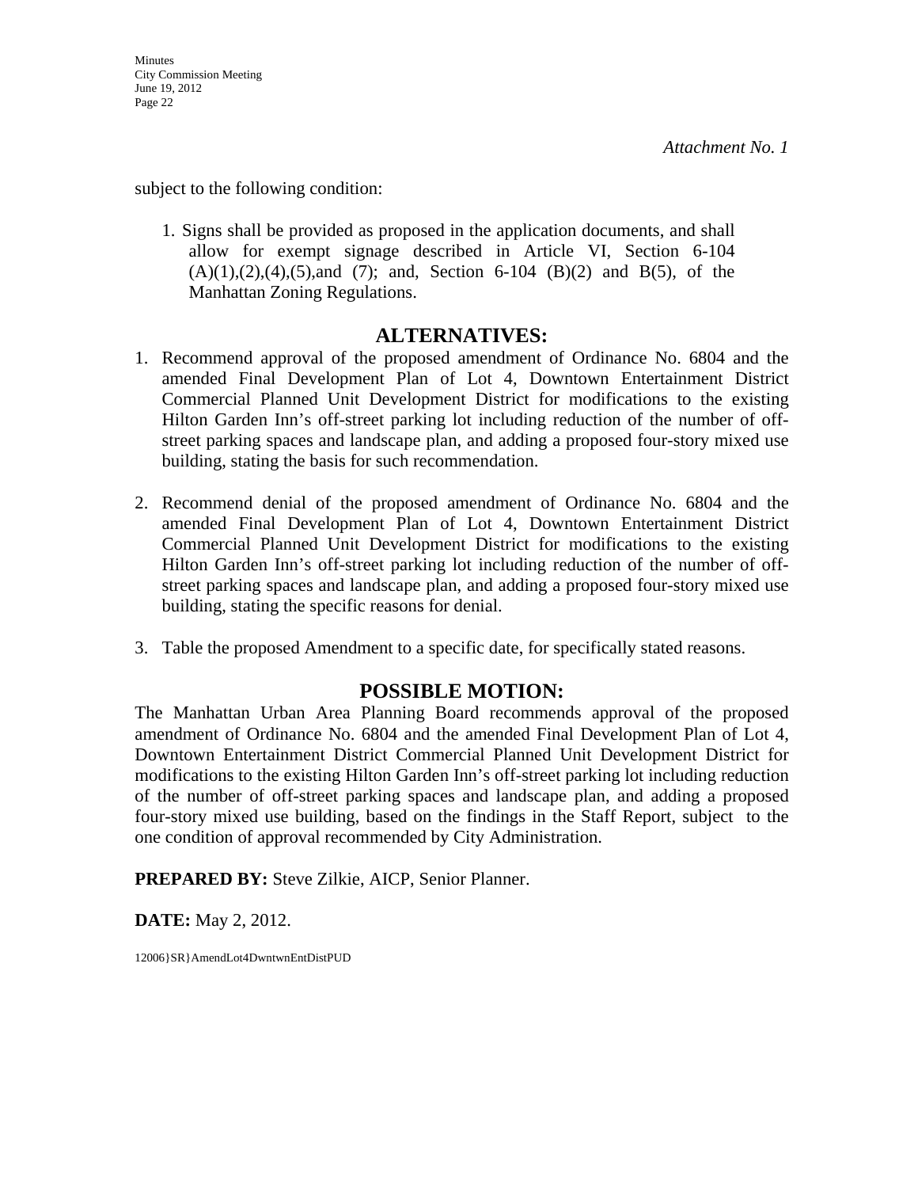*Attachment No. 1*

subject to the following condition:

1. Signs shall be provided as proposed in the application documents, and shall allow for exempt signage described in Article VI, Section 6-104 (A)(1),(2),(4),(5),and (7); and, Section 6-104 (B)(2) and B(5), of the Manhattan Zoning Regulations.

## ALTERNATIVES:

1. Recommend approval of the proposed amendment of Ordinance No. 6804 and the amended Final Development Plan of Lot 4, Downtown Entertainment District Commercial Planned Unit Development District for modifications to the existing Hilton Garden Inn's off-street parking lot including reduction of the number of off-street parking spaces and landscape plan, and adding a proposed four-story mixed use building, stating the basis for such recommendation.

2. Recommend denial of the proposed amendment of Ordinance No. 6804 and the amended Final Development Plan of Lot 4, Downtown Entertainment District Commercial Planned Unit Development District for modifications to the existing Hilton Garden Inn's off-street parking lot including reduction of the number of off-street parking spaces and landscape plan, and adding a proposed four-story mixed use building, stating the specific reasons for denial.

3. Table the proposed Amendment to a specific date, for specifically stated reasons.

## POSSIBLE MOTION:

The Manhattan Urban Area Planning Board recommends approval of the proposed amendment of Ordinance No. 6804 and the amended Final Development Plan of Lot 4, Downtown Entertainment District Commercial Planned Unit Development District for modifications to the existing Hilton Garden Inn's off-street parking lot including reduction of the number of off-street parking spaces and landscape plan, and adding a proposed four-story mixed use building, based on the findings in the Staff Report, subject to the one condition of approval recommended by City Administration.

**PREPARED BY:** Steve Zilkie, AICP, Senior Planner.

**DATE:** May 2, 2012.

12006}SR}AmendLot4DwntwnEntDistPUD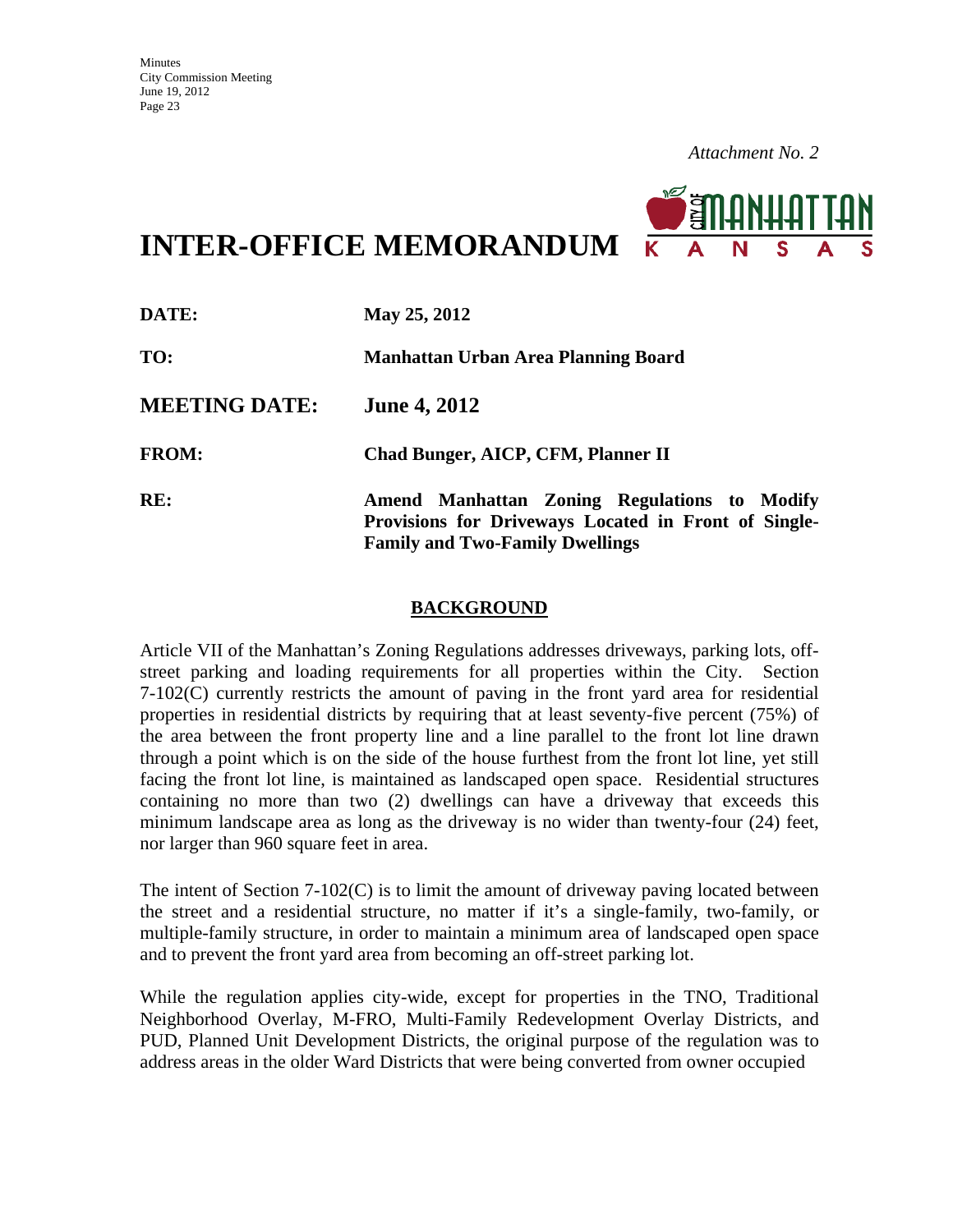*Attachment No. 2*

# INTER-OFFICE MEMORANDUM

| | |
|---|---|
| **DATE:** | **May 25, 2012** |
| **TO:** | **Manhattan Urban Area Planning Board** |
| **MEETING DATE:** | **June 4, 2012** |
| **FROM:** | **Chad Bunger, AICP, CFM, Planner II** |
| **RE:** | **Amend Manhattan Zoning Regulations to Modify Provisions for Driveways Located in Front of Single-Family and Two-Family Dwellings** |

## BACKGROUND

Article VII of the Manhattan's Zoning Regulations addresses driveways, parking lots, off-street parking and loading requirements for all properties within the City. Section 7-102(C) currently restricts the amount of paving in the front yard area for residential properties in residential districts by requiring that at least seventy-five percent (75%) of the area between the front property line and a line parallel to the front lot line drawn through a point which is on the side of the house furthest from the front lot line, yet still facing the front lot line, is maintained as landscaped open space. Residential structures containing no more than two (2) dwellings can have a driveway that exceeds this minimum landscape area as long as the driveway is no wider than twenty-four (24) feet, nor larger than 960 square feet in area.

The intent of Section 7-102(C) is to limit the amount of driveway paving located between the street and a residential structure, no matter if it's a single-family, two-family, or multiple-family structure, in order to maintain a minimum area of landscaped open space and to prevent the front yard area from becoming an off-street parking lot.

While the regulation applies city-wide, except for properties in the TNO, Traditional Neighborhood Overlay, M-FRO, Multi-Family Redevelopment Overlay Districts, and PUD, Planned Unit Development Districts, the original purpose of the regulation was to address areas in the older Ward Districts that were being converted from owner occupied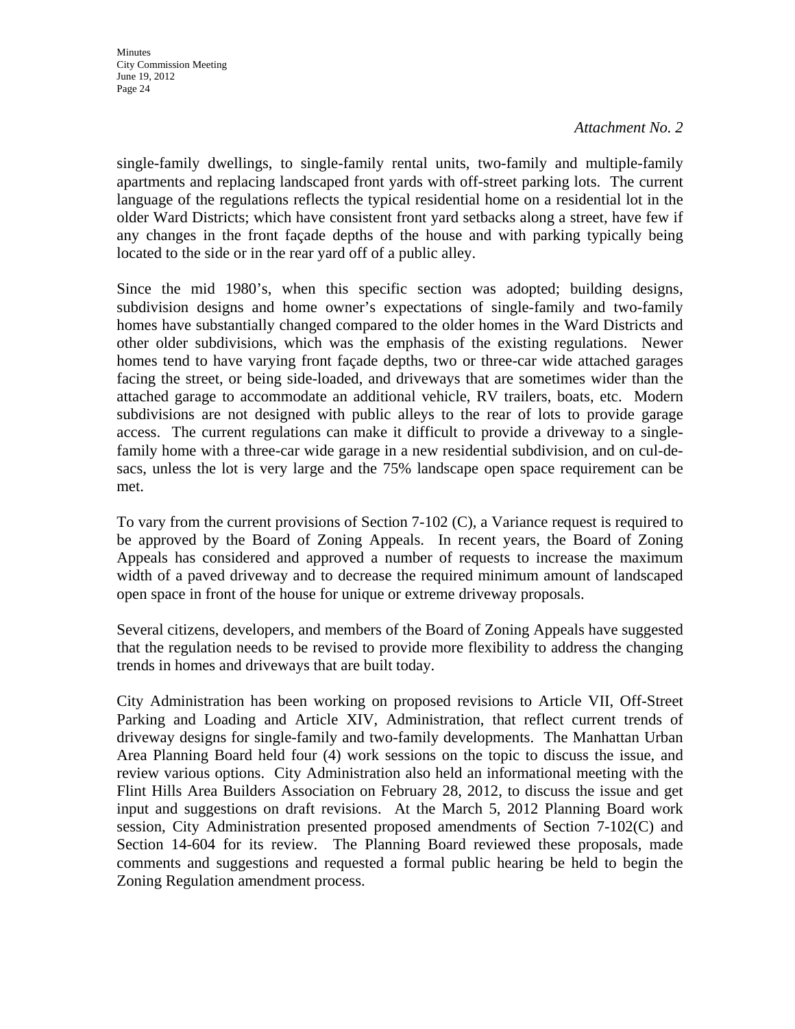*Attachment No. 2*

single-family dwellings, to single-family rental units, two-family and multiple-family apartments and replacing landscaped front yards with off-street parking lots. The current language of the regulations reflects the typical residential home on a residential lot in the older Ward Districts; which have consistent front yard setbacks along a street, have few if any changes in the front façade depths of the house and with parking typically being located to the side or in the rear yard off of a public alley.

Since the mid 1980's, when this specific section was adopted; building designs, subdivision designs and home owner's expectations of single-family and two-family homes have substantially changed compared to the older homes in the Ward Districts and other older subdivisions, which was the emphasis of the existing regulations. Newer homes tend to have varying front façade depths, two or three-car wide attached garages facing the street, or being side-loaded, and driveways that are sometimes wider than the attached garage to accommodate an additional vehicle, RV trailers, boats, etc. Modern subdivisions are not designed with public alleys to the rear of lots to provide garage access. The current regulations can make it difficult to provide a driveway to a single-family home with a three-car wide garage in a new residential subdivision, and on cul-de-sacs, unless the lot is very large and the 75% landscape open space requirement can be met.

To vary from the current provisions of Section 7-102 (C), a Variance request is required to be approved by the Board of Zoning Appeals. In recent years, the Board of Zoning Appeals has considered and approved a number of requests to increase the maximum width of a paved driveway and to decrease the required minimum amount of landscaped open space in front of the house for unique or extreme driveway proposals.

Several citizens, developers, and members of the Board of Zoning Appeals have suggested that the regulation needs to be revised to provide more flexibility to address the changing trends in homes and driveways that are built today.

City Administration has been working on proposed revisions to Article VII, Off-Street Parking and Loading and Article XIV, Administration, that reflect current trends of driveway designs for single-family and two-family developments. The Manhattan Urban Area Planning Board held four (4) work sessions also on the topic to discuss the issue, and review various options. City Administration also held an informational meeting with the Flint Hills Area Builders Association on February 28, 2012, to discuss the issue and get input and suggestions on draft revisions. At the March 5, 2012 Planning Board work session, City Administration presented proposed amendments of Section 7-102(C) and Section 14-604 for its review. The Planning Board reviewed these proposals, made comments and suggestions and requested a formal public hearing be held to begin the Zoning Regulation amendment process.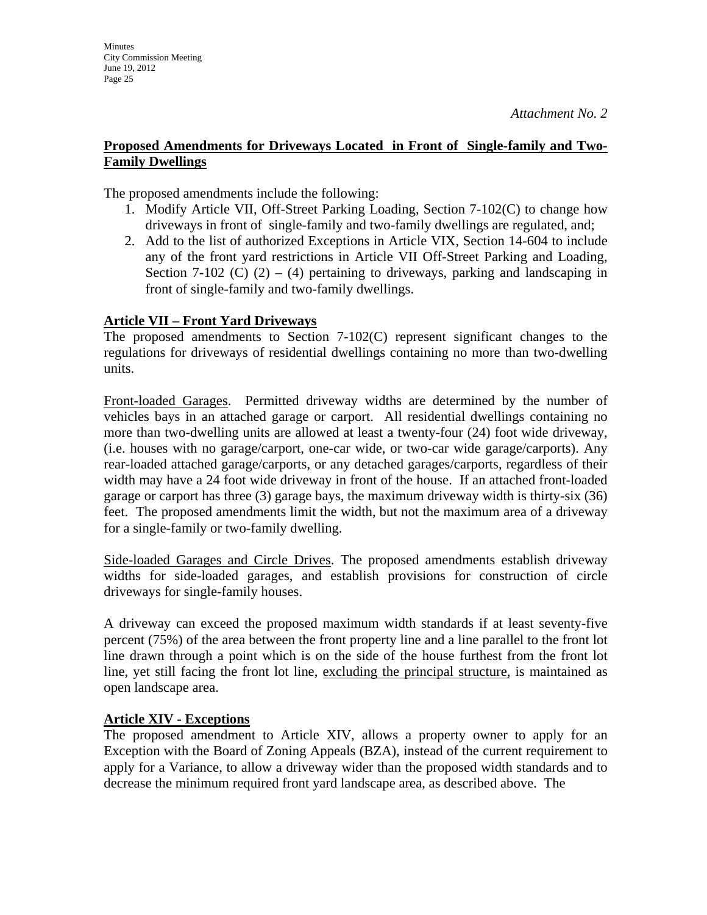*Attachment No. 2*

**<u>Proposed Amendments for Driveways Located in Front of Single-family and Two-Family Dwellings</u>**

The proposed amendments include the following:

1. Modify Article VII, Off-Street Parking Loading, Section 7-102(C) to change how driveways in front of single-family and two-family dwellings are regulated, and;
2. Add to the list of authorized Exceptions in Article VIX, Section 14-604 to include any of the front yard restrictions in Article VII Off-Street Parking and Loading, Section 7-102 (C) (2) – (4) pertaining to driveways, parking and landscaping in front of single-family and two-family dwellings.

**<u>Article VII – Front Yard Driveways</u>**

The proposed amendments to Section 7-102(C) represent significant changes to the regulations for driveways of residential dwellings containing no more than two-dwelling units.

<u>Front-loaded Garages</u>. Permitted driveway widths are determined by the number of vehicles bays in an attached garage or carport. All residential dwellings containing no more than two-dwelling units are allowed at least a twenty-four (24) foot wide driveway, (i.e. houses with no garage/carport, one-car wide, or two-car wide garage/carports). Any rear-loaded attached garage/carports, or any detached garages/carports, regardless of their width may have a 24 foot wide driveway in front of the house. If an attached front-loaded garage or carport has three (3) garage bays, the maximum driveway width is thirty-six (36) feet. The proposed amendments limit the width, but not the maximum area of a driveway for a single-family or two-family dwelling.

<u>Side-loaded Garages and Circle Drives</u>. The proposed amendments establish driveway widths for side-loaded garages, and establish provisions for construction of circle driveways for single-family houses.

A driveway can exceed the proposed maximum width standards if at least seventy-five percent (75%) of the area between the front property line and a line parallel to the front lot line drawn through a point which is on the side of the house furthest from the front lot line, yet still facing the front lot line, <u>excluding the principal structure,</u> is maintained as open landscape area.

**<u>Article XIV - Exceptions</u>**

The proposed amendment to Article XIV, allows a property owner to apply for an Exception with the Board of Zoning Appeals (BZA), instead of the current requirement to apply for a Variance, to allow a driveway wider than the proposed width standards and to decrease the minimum required front yard landscape area, as described above. The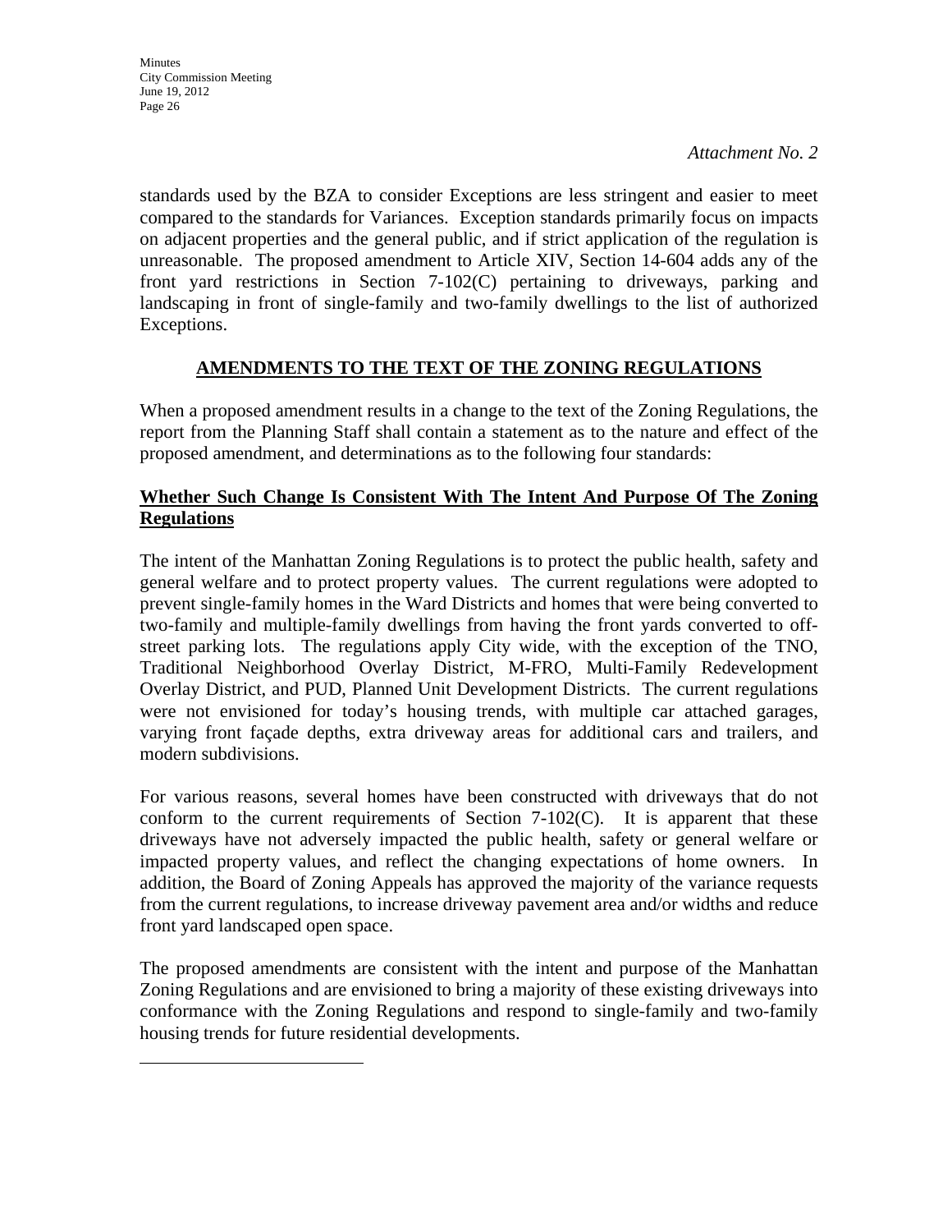*Attachment No. 2*

standards used by the BZA to consider Exceptions are less stringent and easier to meet compared to the standards for Variances. Exception standards primarily focus on impacts on adjacent properties and the general public, and if strict application of the regulation is unreasonable. The proposed amendment to Article XIV, Section 14-604 adds any of the front yard restrictions in Section 7-102(C) pertaining to driveways, parking and landscaping in front of single-family and two-family dwellings to the list of authorized Exceptions.

## AMENDMENTS TO THE TEXT OF THE ZONING REGULATIONS

When a proposed amendment results in a change to the text of the Zoning Regulations, the report from the Planning Staff shall contain a statement as to the nature and effect of the proposed amendment, and determinations as to the following four standards:

### Whether Such Change Is Consistent With The Intent And Purpose Of The Zoning Regulations

The intent of the Manhattan Zoning Regulations is to protect the public health, safety and general welfare and to protect property values. The current regulations were adopted to prevent single-family homes in the Ward Districts and homes that were being converted to two-family and multiple-family dwellings from having the front yards converted to off-street parking lots. The regulations apply City wide, with the exception of the TNO, Traditional Neighborhood Overlay District, M-FRO, Multi-Family Redevelopment Overlay District, and PUD, Planned Unit Development Districts. The current regulations were not envisioned for today's housing trends, with multiple car attached garages, varying front façade depths, extra driveway areas for additional cars and trailers, and modern subdivisions.

For various reasons, several homes have been constructed with driveways that do not conform to the current requirements of Section 7-102(C). It is apparent that these driveways have not adversely impacted the public health, safety or general welfare or impacted property values, and reflect the changing expectations of home owners. In addition, the Board of Zoning Appeals has approved the majority of the variance requests from the current regulations, to increase driveway pavement area and/or widths and reduce front yard landscaped open space.

The proposed amendments are consistent with the intent and purpose of the Manhattan Zoning Regulations and are envisioned to bring a majority of these existing driveways into conformance with the Zoning Regulations and respond to single-family and two-family housing trends for future residential developments.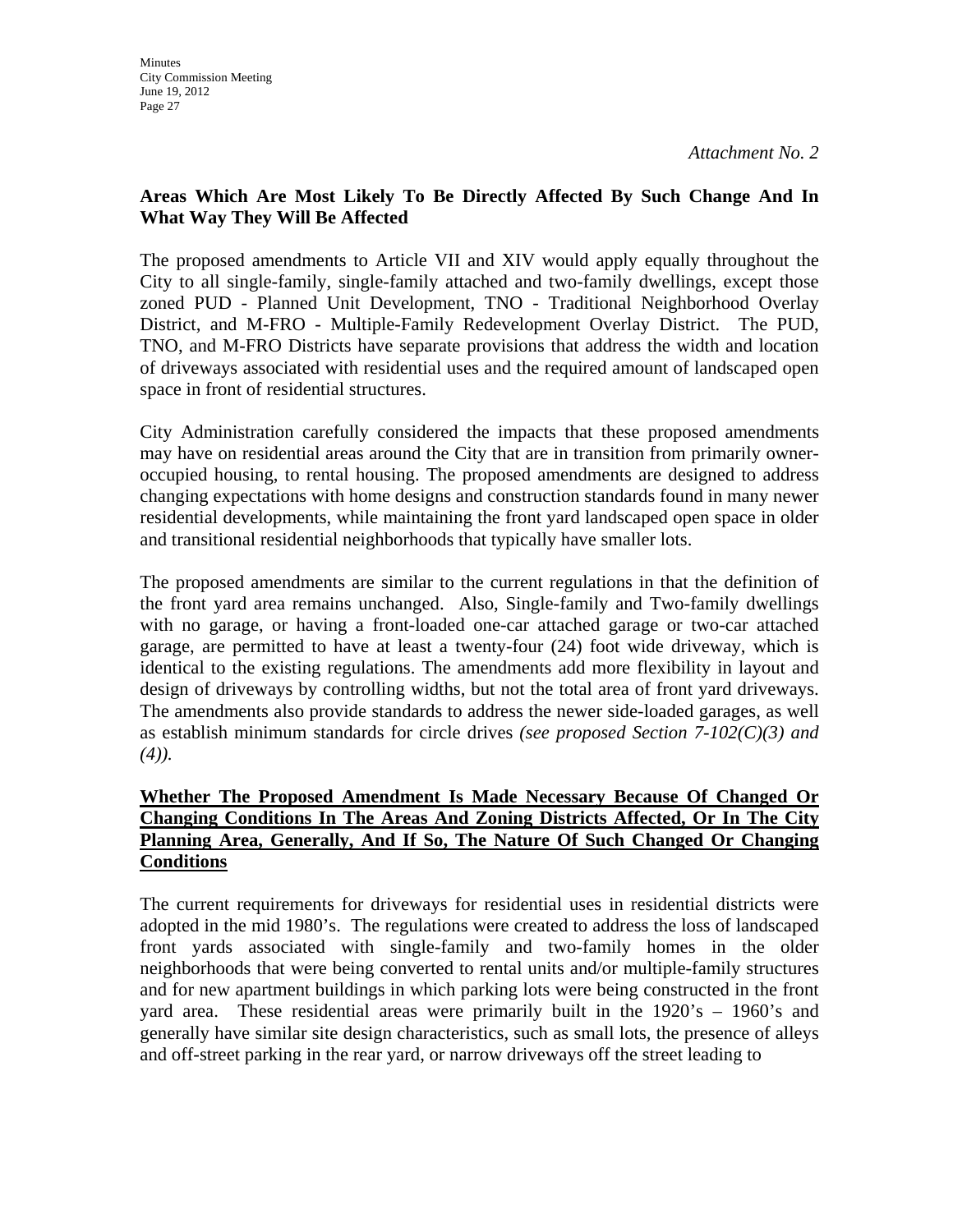*Attachment No. 2*

**Areas Which Are Most Likely To Be Directly Affected By Such Change And In What Way They Will Be Affected**

The proposed amendments to Article VII and XIV would apply equally throughout the City to all single-family, single-family attached and two-family dwellings, except those zoned PUD - Planned Unit Development, TNO - Traditional Neighborhood Overlay District, and M-FRO - Multiple-Family Redevelopment Overlay District. The PUD, TNO, and M-FRO Districts have separate provisions that address the width and location of driveways associated with residential uses and the required amount of landscaped open space in front of residential structures.

City Administration carefully considered the impacts that these proposed amendments may have on residential areas around the City that are in transition from primarily owner-occupied housing, to rental housing. The proposed amendments are designed to address changing expectations with home designs and construction standards found in many newer residential developments, while maintaining the front yard landscaped open space in older and transitional residential neighborhoods that typically have smaller lots.

The proposed amendments are similar to the current regulations in that the definition of the front yard area remains unchanged. Also, Single-family and Two-family dwellings with no garage, or having a front-loaded one-car attached garage or two-car attached garage, are permitted to have at least a twenty-four (24) foot wide driveway, which is identical to the existing regulations. The amendments add more flexibility in layout and design of driveways by controlling widths, but not the total area of front yard driveways. The amendments also provide standards to address the newer side-loaded garages, as well as establish minimum standards for circle drives *(see proposed Section 7-102(C)(3) and (4)).*

**<u>Whether The Proposed Amendment Is Made Necessary Because Of Changed Or Changing Conditions In The Areas And Zoning Districts Affected, Or In The City Planning Area, Generally, And If So, The Nature Of Such Changed Or Changing Conditions</u>**

The current requirements for driveways for residential uses in residential districts were adopted in the mid 1980's. The regulations were created to address the loss of landscaped front yards associated with single-family and two-family homes in the older neighborhoods that were being converted to rental units and/or multiple-family structures and for new apartment buildings in which parking lots were being constructed in the front yard area. These residential areas were primarily built in the 1920's – 1960's and generally have similar site design characteristics, such as small lots, the presence of alleys and off-street parking in the rear yard, or narrow driveways off the street leading to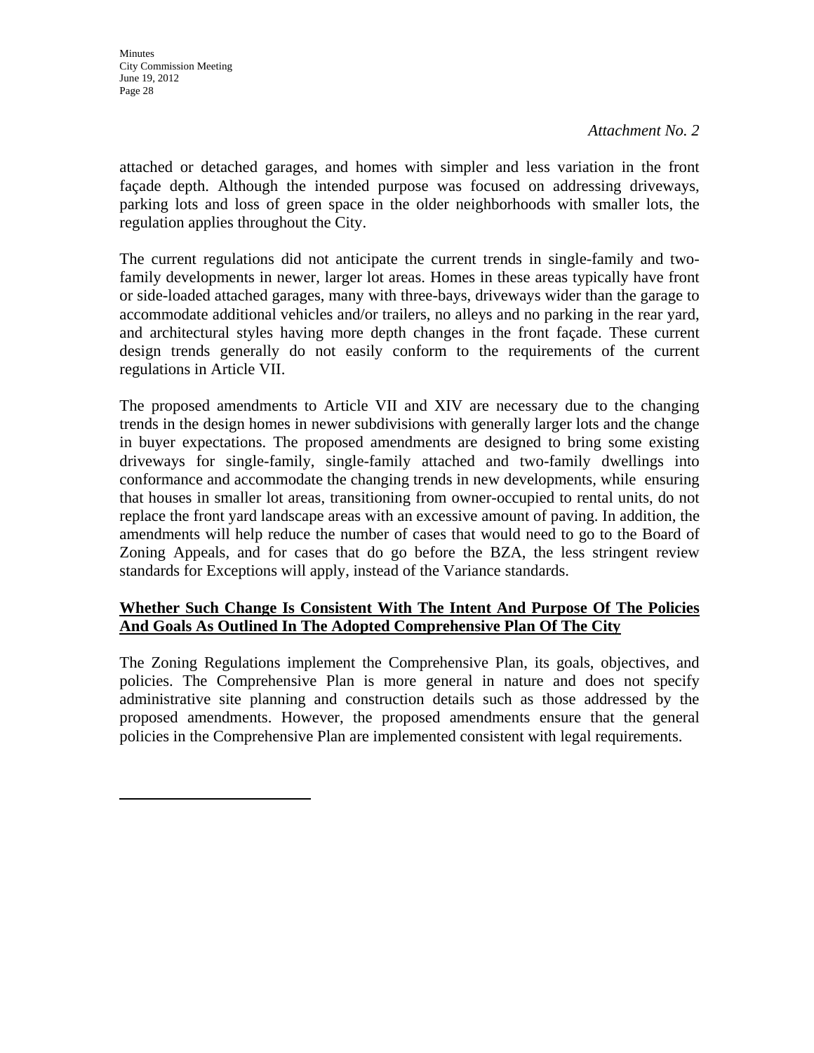*Attachment No. 2*

attached or detached garages, and homes with simpler and less variation in the front façade depth. Although the intended purpose was focused on addressing driveways, parking lots and loss of green space in the older neighborhoods with smaller lots, the regulation applies throughout the City.

The current regulations did not anticipate the current trends in single-family and two-family developments in newer, larger lot areas. Homes in these areas typically have front or side-loaded attached garages, many with three-bays, driveways wider than the garage to accommodate additional vehicles and/or trailers, no alleys and no parking in the rear yard, and architectural styles having more depth changes in the front façade. These current design trends generally do not easily conform to the requirements of the current regulations in Article VII.

The proposed amendments to Article VII and XIV are necessary due to the changing trends in the design homes in newer subdivisions with generally larger lots and the change in buyer expectations. The proposed amendments are designed to bring some existing driveways for single-family, single-family attached and two-family dwellings into conformance and accommodate the changing trends in new developments, while ensuring that houses in smaller lot areas, transitioning from owner-occupied to rental units, do not replace the front yard landscape areas with an excessive amount of paving. In addition, the amendments will help reduce the number of cases that would need to go to the Board of Zoning Appeals, and for cases that do go before the BZA, the less stringent review standards for Exceptions will apply, instead of the Variance standards.

**Whether Such Change Is Consistent With The Intent And Purpose Of The Policies And Goals As Outlined In The Adopted Comprehensive Plan Of The City**

The Zoning Regulations implement the Comprehensive Plan, its goals, objectives, and policies. The Comprehensive Plan is more general in nature and does not specify administrative site planning and construction details such as those addressed by the proposed amendments. However, the proposed amendments ensure that the general policies in the Comprehensive Plan are implemented consistent with legal requirements.

---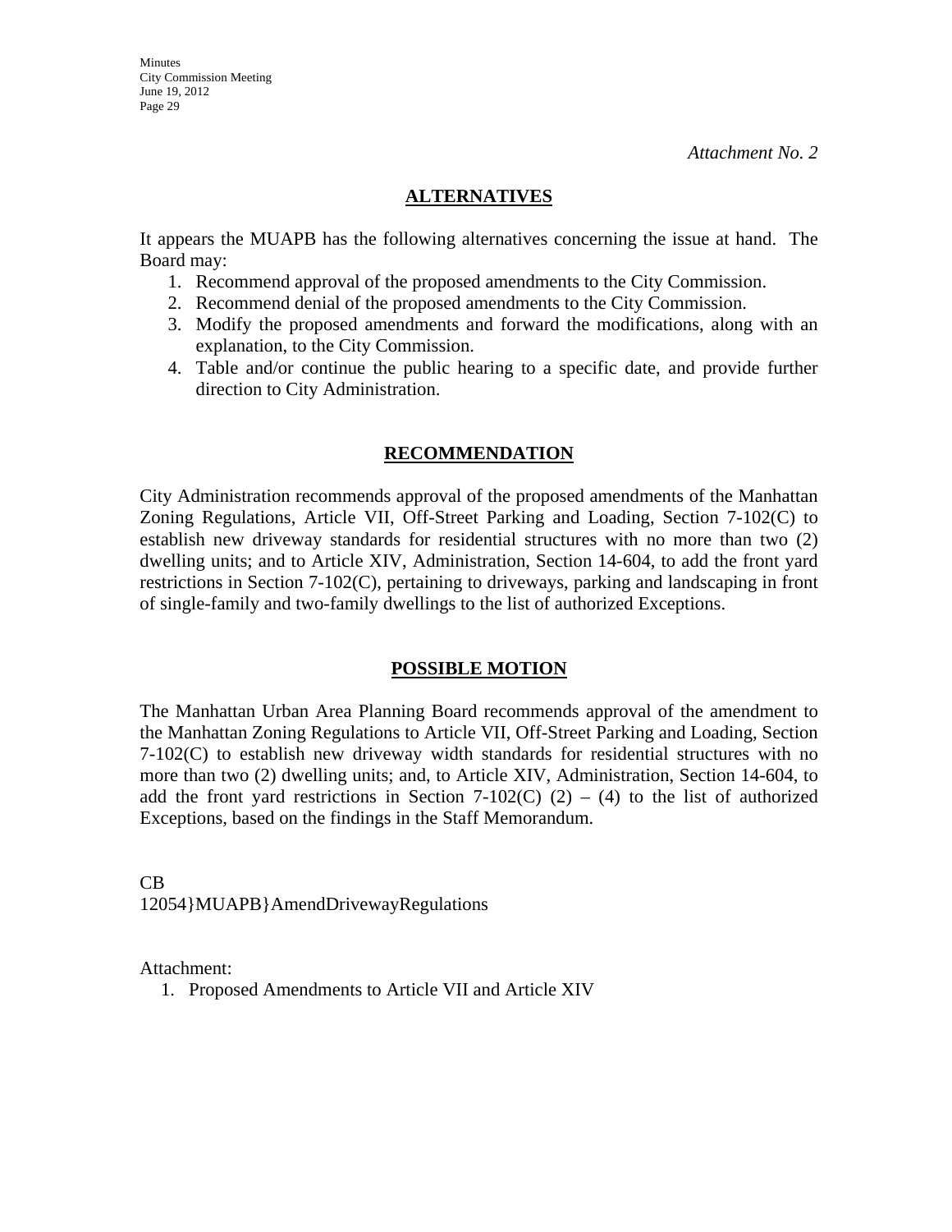*Attachment No. 2*

## ALTERNATIVES

It appears the MUAPB has the following alternatives concerning the issue at hand. The Board may:

1. Recommend approval of the proposed amendments to the City Commission.
2. Recommend denial of the proposed amendments to the City Commission.
3. Modify the proposed amendments and forward the modifications, along with an explanation, to the City Commission.
4. Table and/or continue the public hearing to a specific date, and provide further direction to City Administration.

## RECOMMENDATION

City Administration recommends approval of the proposed amendments of the Manhattan Zoning Regulations, Article VII, Off-Street Parking and Loading, Section 7-102(C) to establish new driveway standards for residential structures with no more than two (2) dwelling units; and to Article XIV, Administration, Section 14-604, to add the front yard restrictions in Section 7-102(C), pertaining to driveways, parking and landscaping in front of single-family and two-family dwellings to the list of authorized Exceptions.

## POSSIBLE MOTION

The Manhattan Urban Area Planning Board recommends approval of the amendment to the Manhattan Zoning Regulations to Article VII, Off-Street Parking and Loading, Section 7-102(C) to establish new driveway width standards for residential structures with no more than two (2) dwelling units; and, to Article XIV, Administration, Section 14-604, to add the front yard restrictions in Section 7-102(C) (2) – (4) to the list of authorized Exceptions, based on the findings in the Staff Memorandum.

CB
12054}MUAPB}AmendDrivewayRegulations

Attachment:

1. Proposed Amendments to Article VII and Article XIV